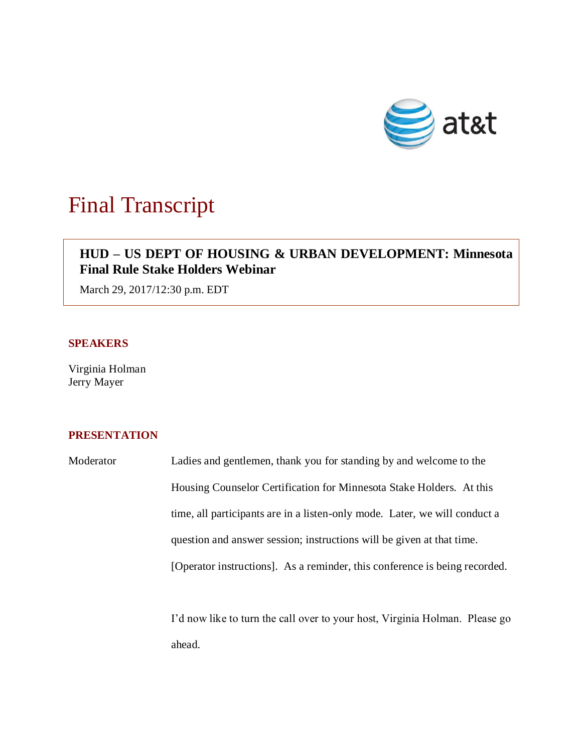# Final Transcript

**HUD – US DEPT OF HOUSING & URBAN DEVELOPMENT: Minnesota Final Rule Stake Holders Webinar**

March 29, 2017/12:30 p.m. EDT

## SPEAKERS

Virginia Holman
Jerry Mayer

## PRESENTATION

Moderator Ladies and gentlemen, thank you for standing by and welcome to the Housing Counselor Certification for Minnesota Stake Holders. At this time, all participants are in a listen-only mode. Later, we will conduct a question and answer session; instructions will be given at that time. [Operator instructions]. As a reminder, this conference is being recorded.

I'd now like to turn the call over to your host, Virginia Holman. Please go ahead.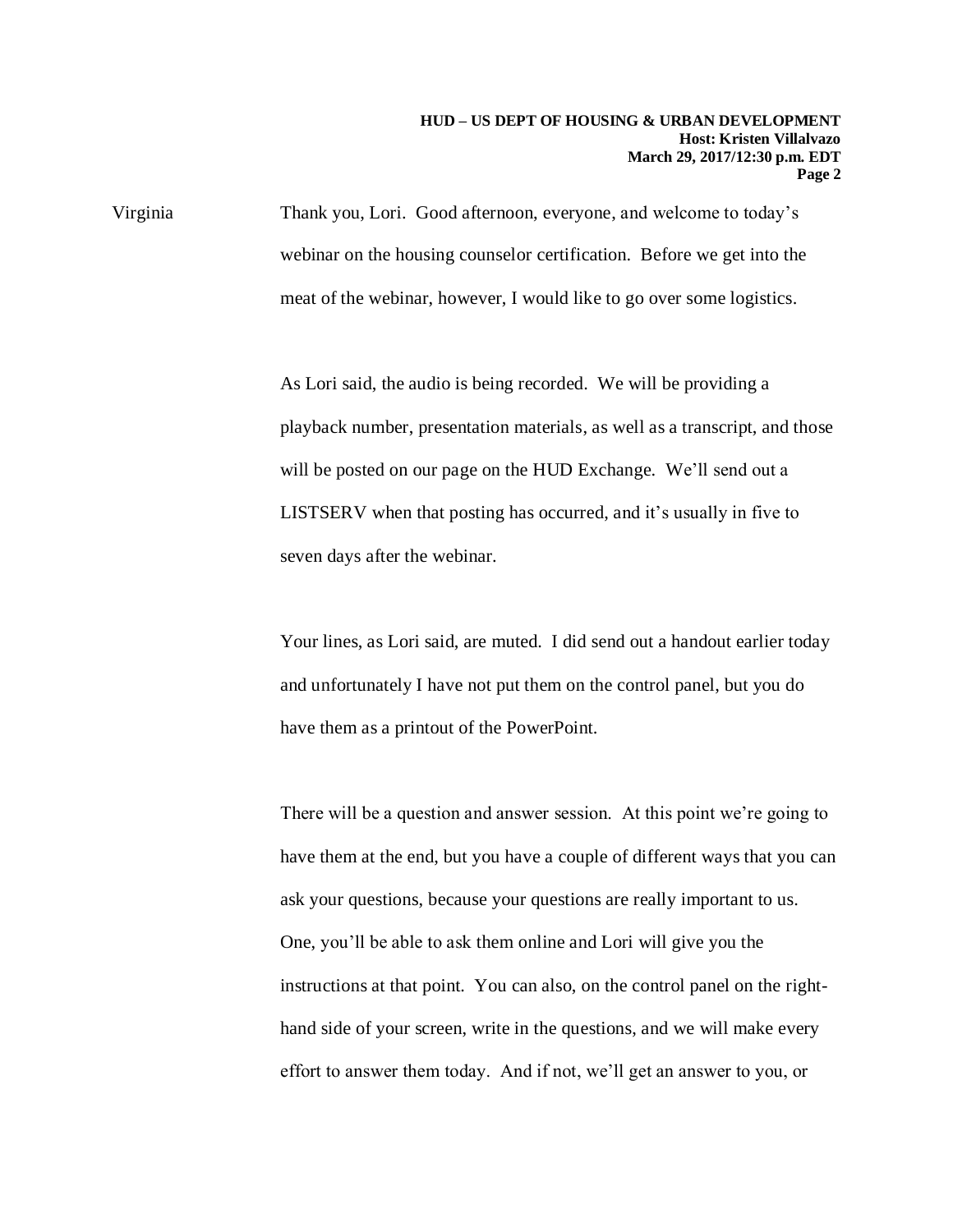Virginia Thank you, Lori. Good afternoon, everyone, and welcome to today's webinar on the housing counselor certification. Before we get into the meat of the webinar, however, I would like to go over some logistics.

As Lori said, the audio is being recorded. We will be providing a playback number, presentation materials, as well as a transcript, and those will be posted on our page on the HUD Exchange. We'll send out a LISTSERV when that posting has occurred, and it's usually in five to seven days after the webinar.

Your lines, as Lori said, are muted. I did send out a handout earlier today and unfortunately I have not put them on the control panel, but you do have them as a printout of the PowerPoint.

There will be a question and answer session. At this point we're going to have them at the end, but you have a couple of different ways that you can ask your questions, because your questions are really important to us. One, you'll be able to ask them online and Lori will give you the instructions at that point. You can also, on the control panel on the right-hand side of your screen, write in the questions, and we will make every effort to answer them today. And if not, we'll get an answer to you, or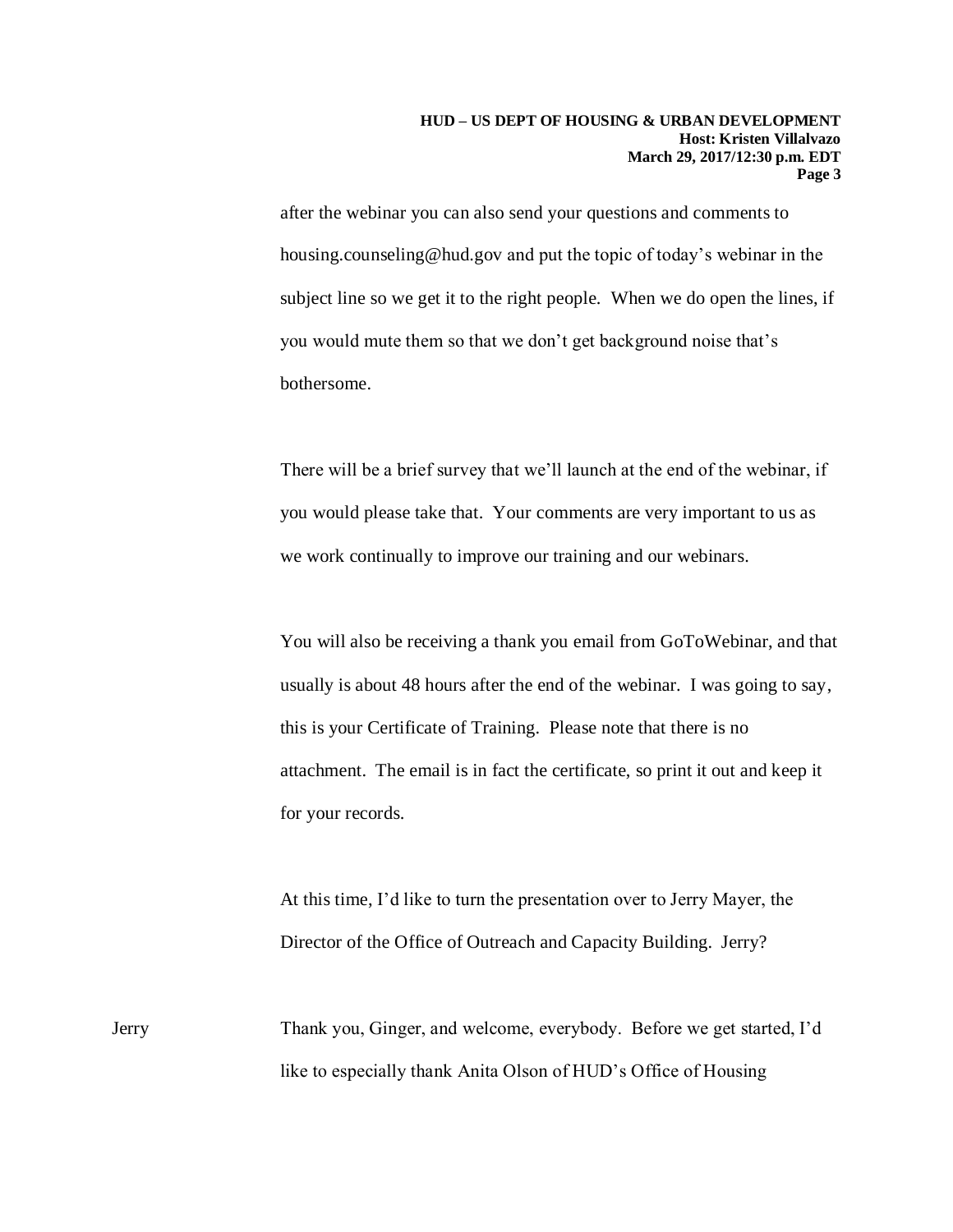after the webinar you can also send your questions and comments to housing.counseling@hud.gov and put the topic of today's webinar in the subject line so we get it to the right people. When we do open the lines, if you would mute them so that we don't get background noise that's bothersome.

There will be a brief survey that we'll launch at the end of the webinar, if you would please take that. Your comments are very important to us as we work continually to improve our training and our webinars.

You will also be receiving a thank you email from GoToWebinar, and that usually is about 48 hours after the end of the webinar. I was going to say, this is your Certificate of Training. Please note that there is no attachment. The email is in fact the certificate, so print it out and keep it for your records.

At this time, I'd like to turn the presentation over to Jerry Mayer, the Director of the Office of Outreach and Capacity Building. Jerry?

Jerry: Thank you, Ginger, and welcome, everybody. Before we get started, I'd like to especially thank Anita Olson of HUD's Office of Housing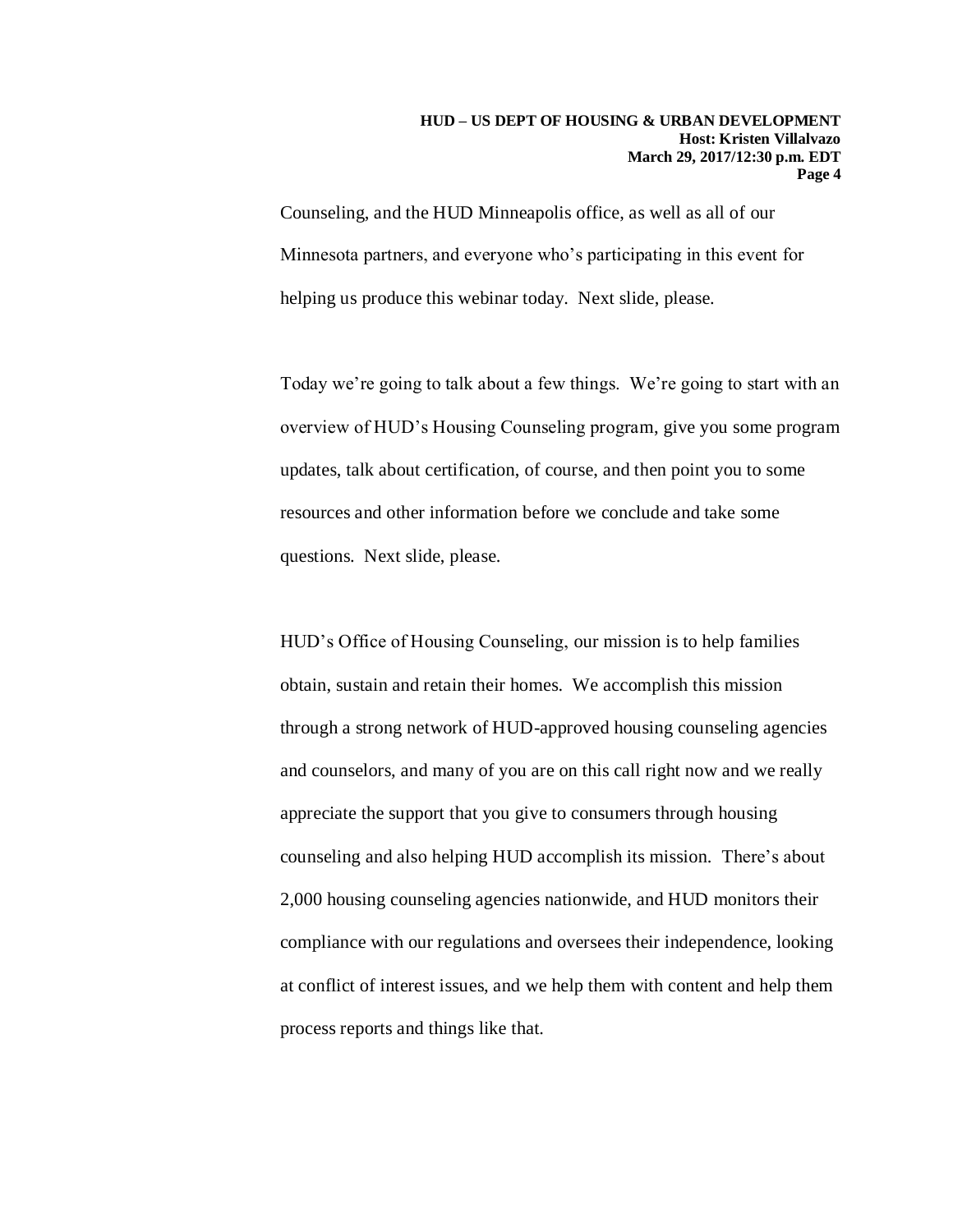Counseling, and the HUD Minneapolis office, as well as all of our Minnesota partners, and everyone who's participating in this event for helping us produce this webinar today. Next slide, please.

Today we're going to talk about a few things. We're going to start with an overview of HUD's Housing Counseling program, give you some program updates, talk about certification, of course, and then point you to some resources and other information before we conclude and take some questions. Next slide, please.

HUD's Office of Housing Counseling, our mission is to help families obtain, sustain and retain their homes. We accomplish this mission through a strong network of HUD-approved housing counseling agencies and counselors, and many of you are on this call right now and we really appreciate the support that you give to consumers through housing counseling and also helping HUD accomplish its mission. There's about 2,000 housing counseling agencies nationwide, and HUD monitors their compliance with our regulations and oversees their independence, looking at conflict of interest issues, and we help them with content and help them process reports and things like that.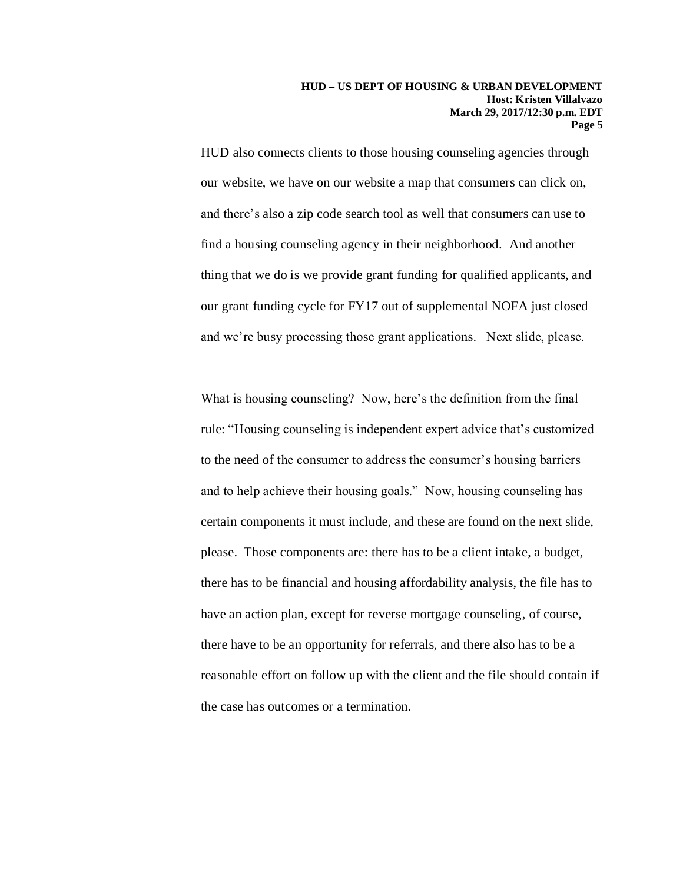HUD also connects clients to those housing counseling agencies through our website, we have on our website a map that consumers can click on, and there's also a zip code search tool as well that consumers can use to find a housing counseling agency in their neighborhood. And another thing that we do is we provide grant funding for qualified applicants, and our grant funding cycle for FY17 out of supplemental NOFA just closed and we're busy processing those grant applications. Next slide, please.

What is housing counseling? Now, here's the definition from the final rule: "Housing counseling is independent expert advice that's customized to the need of the consumer to address the consumer's housing barriers and to help achieve their housing goals." Now, housing counseling has certain components it must include, and these are found on the next slide, please. Those components are: there has to be a client intake, a budget, there has to be financial and housing affordability analysis, the file has to have an action plan, except for reverse mortgage counseling, of course, there have to be an opportunity for referrals, and there also has to be a reasonable effort on follow up with the client and the file should contain if the case has outcomes or a termination.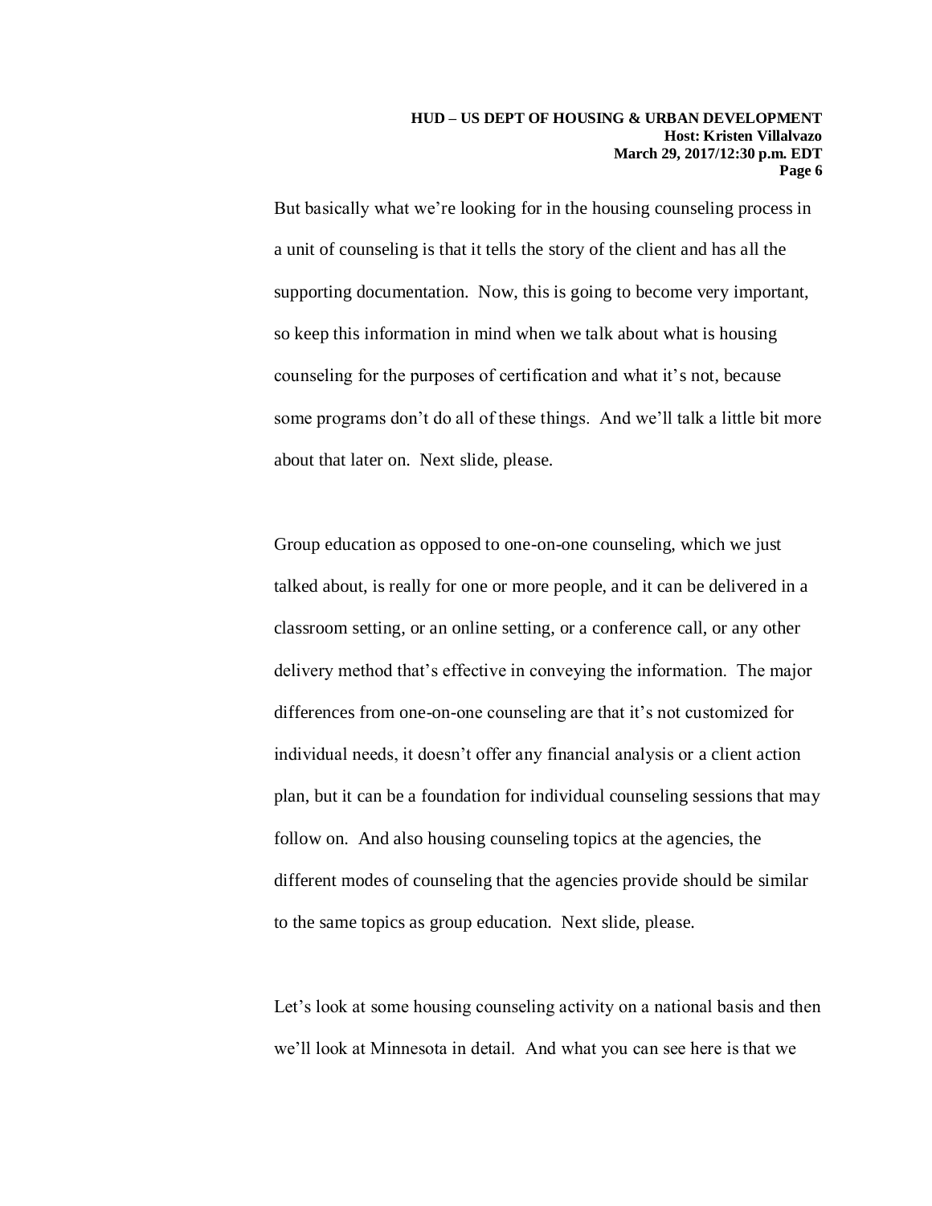But basically what we're looking for in the housing counseling process in a unit of counseling is that it tells the story of the client and has all the supporting documentation. Now, this is going to become very important, so keep this information in mind when we talk about what is housing counseling for the purposes of certification and what it's not, because some programs don't do all of these things. And we'll talk a little bit more about that later on. Next slide, please.

Group education as opposed to one-on-one counseling, which we just talked about, is really for one or more people, and it can be delivered in a classroom setting, or an online setting, or a conference call, or any other delivery method that's effective in conveying the information. The major differences from one-on-one counseling are that it's not customized for individual needs, it doesn't offer any financial analysis or a client action plan, but it can be a foundation for individual counseling sessions that may follow on. And also housing counseling topics at the agencies, the different modes of counseling that the agencies provide should be similar to the same topics as group education. Next slide, please.

Let's look at some housing counseling activity on a national basis and then we'll look at Minnesota in detail. And what you can see here is that we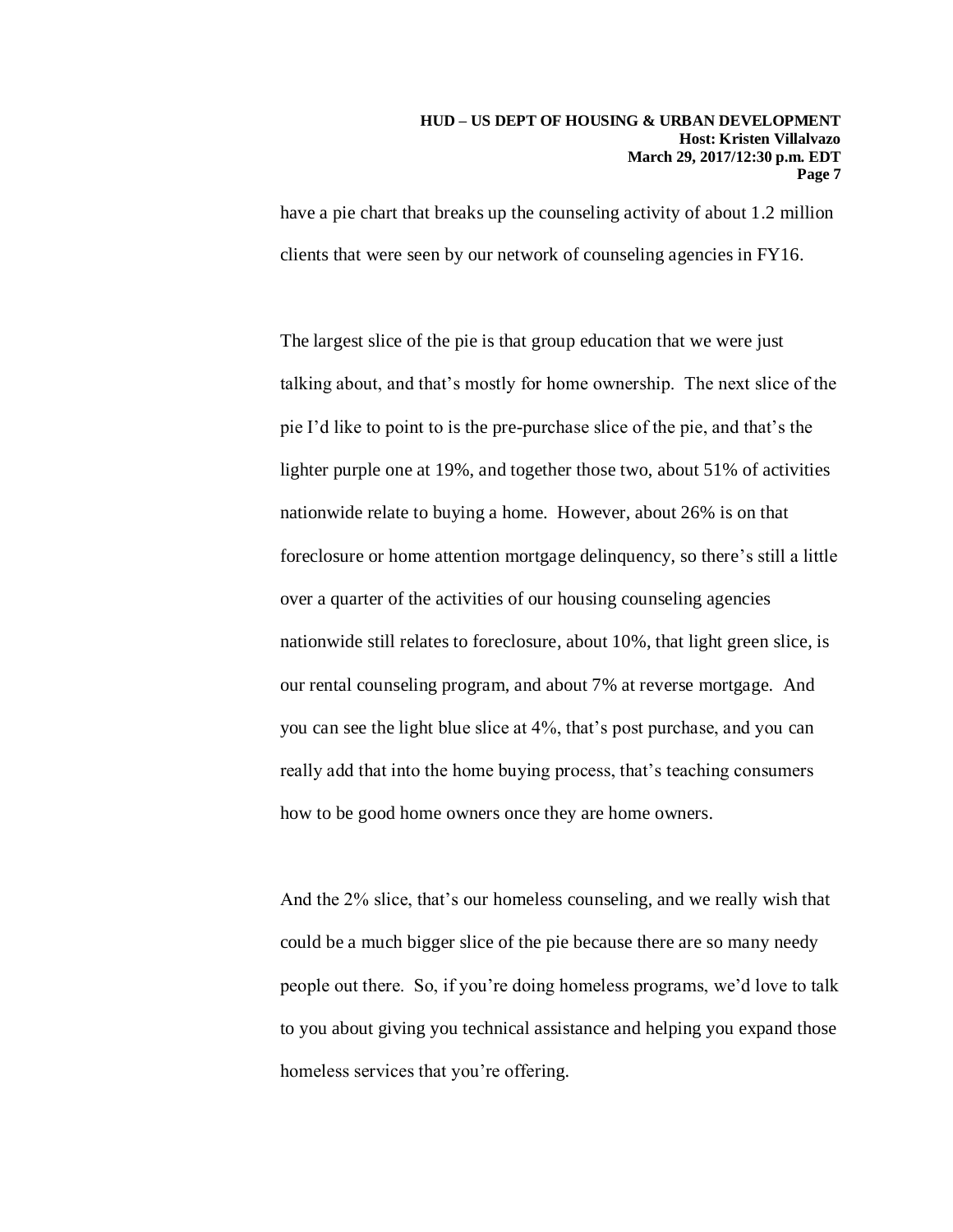have a pie chart that breaks up the counseling activity of about 1.2 million clients that were seen by our network of counseling agencies in FY16.

The largest slice of the pie is that group education that we were just talking about, and that's mostly for home ownership. The next slice of the pie I'd like to point to is the pre-purchase slice of the pie, and that's the lighter purple one at 19%, and together those two, about 51% of activities nationwide relate to buying a home. However, about 26% is on that foreclosure or home attention mortgage delinquency, so there's still a little over a quarter of the activities of our housing counseling agencies nationwide still relates to foreclosure, about 10%, that light green slice, is our rental counseling program, and about 7% at reverse mortgage. And you can see the light blue slice at 4%, that's post purchase, and you can really add that into the home buying process, that's teaching consumers how to be good home owners once they are home owners.

And the 2% slice, that's our homeless counseling, and we really wish that could be a much bigger slice of the pie because there are so many needy people out there. So, if you're doing homeless programs, we'd love to talk to you about giving you technical assistance and helping you expand those homeless services that you're offering.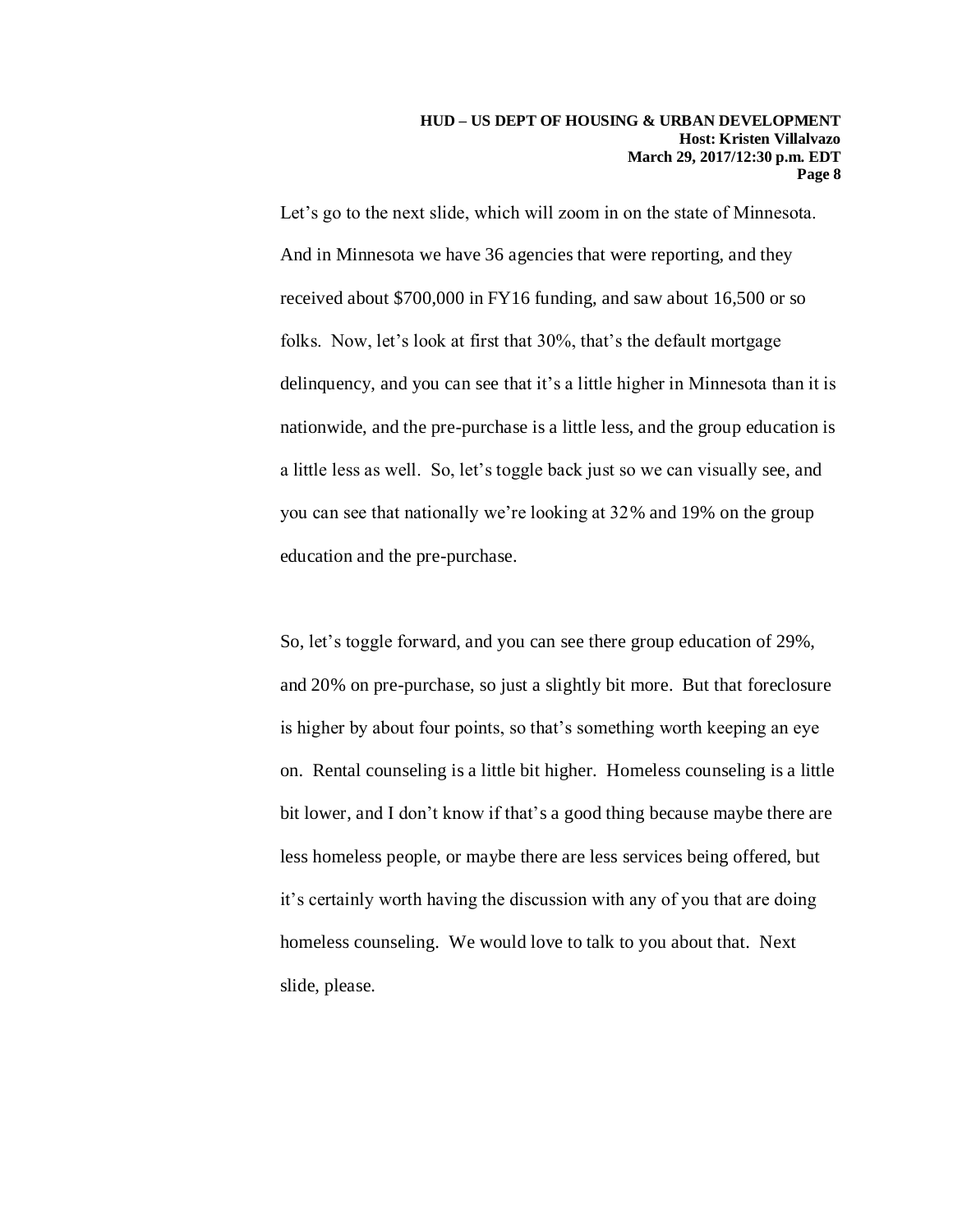Let's go to the next slide, which will zoom in on the state of Minnesota. And in Minnesota we have 36 agencies that were reporting, and they received about $700,000 in FY16 funding, and saw about 16,500 or so folks. Now, let's look at first that 30%, that's the default mortgage delinquency, and you can see that it's a little higher in Minnesota than it is nationwide, and the pre-purchase is a little less, and the group education is a little less as well. So, let's toggle back just so we can visually see, and you can see that nationally we're looking at 32% and 19% on the group education and the pre-purchase.

So, let's toggle forward, and you can see there group education of 29%, and 20% on pre-purchase, so just a slightly bit more. But that foreclosure is higher by about four points, so that's something worth keeping an eye on. Rental counseling is a little bit higher. Homeless counseling is a little bit lower, and I don't know if that's a good thing because maybe there are less homeless people, or maybe there are less services being offered, but it's certainly worth having the discussion with any of you that are doing homeless counseling. We would love to talk to you about that. Next slide, please.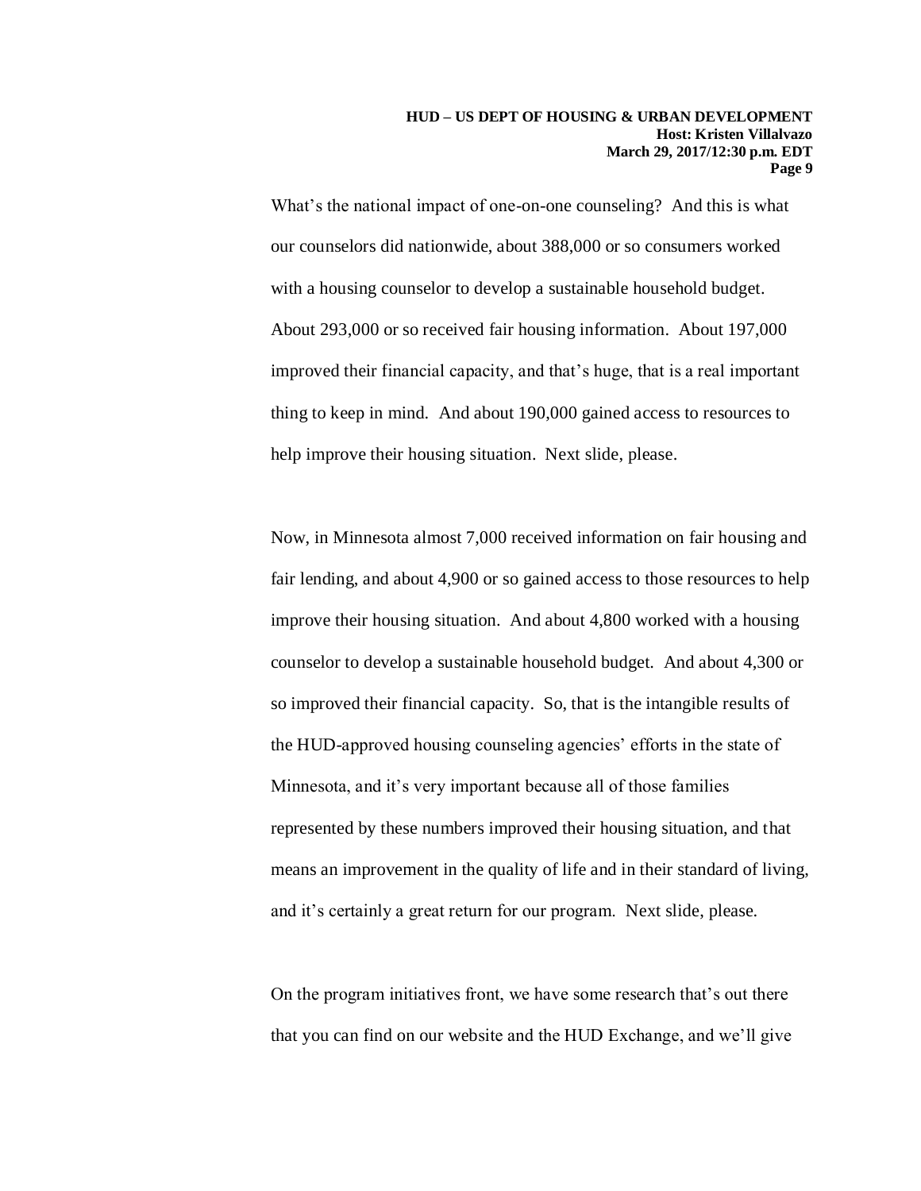What's the national impact of one-on-one counseling? And this is what our counselors did nationwide, about 388,000 or so consumers worked with a housing counselor to develop a sustainable household budget. About 293,000 or so received fair housing information. About 197,000 improved their financial capacity, and that's huge, that is a real important thing to keep in mind. And about 190,000 gained access to resources to help improve their housing situation. Next slide, please.

Now, in Minnesota almost 7,000 received information on fair housing and fair lending, and about 4,900 or so gained access to those resources to help improve their housing situation. And about 4,800 worked with a housing counselor to develop a sustainable household budget. And about 4,300 or so improved their financial capacity. So, that is the intangible results of the HUD-approved housing counseling agencies' efforts in the state of Minnesota, and it's very important because all of those families represented by these numbers improved their housing situation, and that means an improvement in the quality of life and in their standard of living, and it's certainly a great return for our program. Next slide, please.

On the program initiatives front, we have some research that's out there that you can find on our website and the HUD Exchange, and we'll give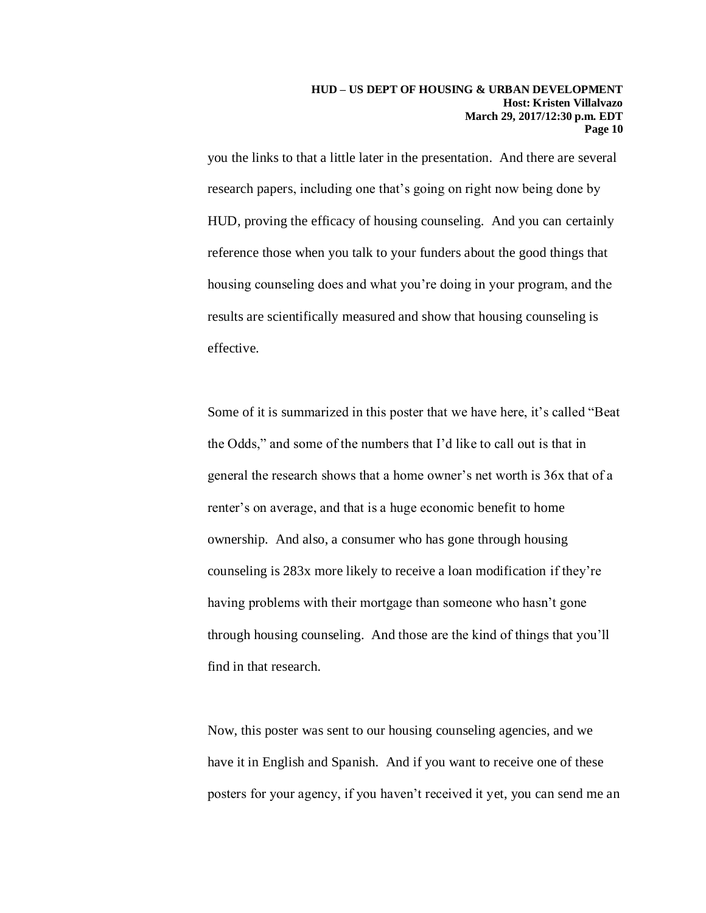you the links to that a little later in the presentation. And there are several research papers, including one that's going on right now being done by HUD, proving the efficacy of housing counseling. And you can certainly reference those when you talk to your funders about the good things that housing counseling does and what you're doing in your program, and the results are scientifically measured and show that housing counseling is effective.

Some of it is summarized in this poster that we have here, it's called "Beat the Odds," and some of the numbers that I'd like to call out is that in general the research shows that a home owner's net worth is 36x that of a renter's on average, and that is a huge economic benefit to home ownership. And also, a consumer who has gone through housing counseling is 283x more likely to receive a loan modification if they're having problems with their mortgage than someone who hasn't gone through housing counseling. And those are the kind of things that you'll find in that research.

Now, this poster was sent to our housing counseling agencies, and we have it in English and Spanish. And if you want to receive one of these posters for your agency, if you haven't received it yet, you can send me an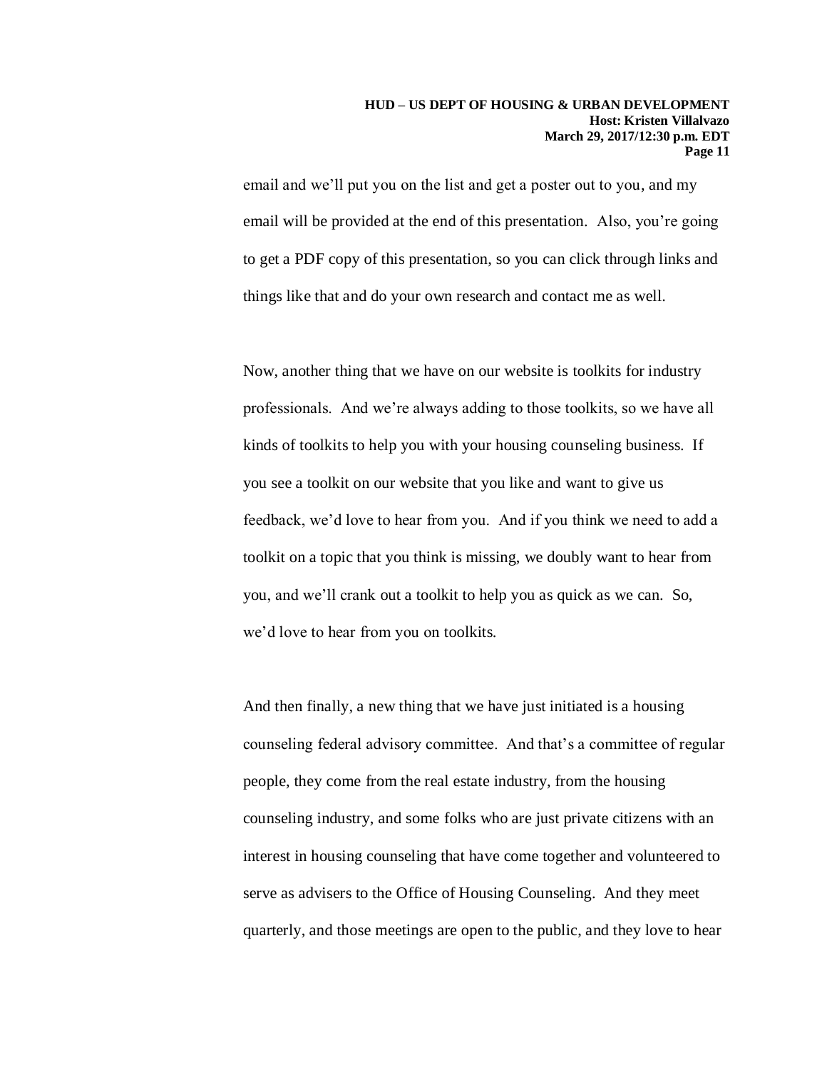email and we'll put you on the list and get a poster out to you, and my email will be provided at the end of this presentation. Also, you're going to get a PDF copy of this presentation, so you can click through links and things like that and do your own research and contact me as well.

Now, another thing that we have on our website is toolkits for industry professionals. And we're always adding to those toolkits, so we have all kinds of toolkits to help you with your housing counseling business. If you see a toolkit on our website that you like and want to give us feedback, we'd love to hear from you. And if you think we need to add a toolkit on a topic that you think is missing, we doubly want to hear from you, and we'll crank out a toolkit to help you as quick as we can. So, we'd love to hear from you on toolkits.

And then finally, a new thing that we have just initiated is a housing counseling federal advisory committee. And that's a committee of regular people, they come from the real estate industry, from the housing counseling industry, and some folks who are just private citizens with an interest in housing counseling that have come together and volunteered to serve as advisers to the Office of Housing Counseling. And they meet quarterly, and those meetings are open to the public, and they love to hear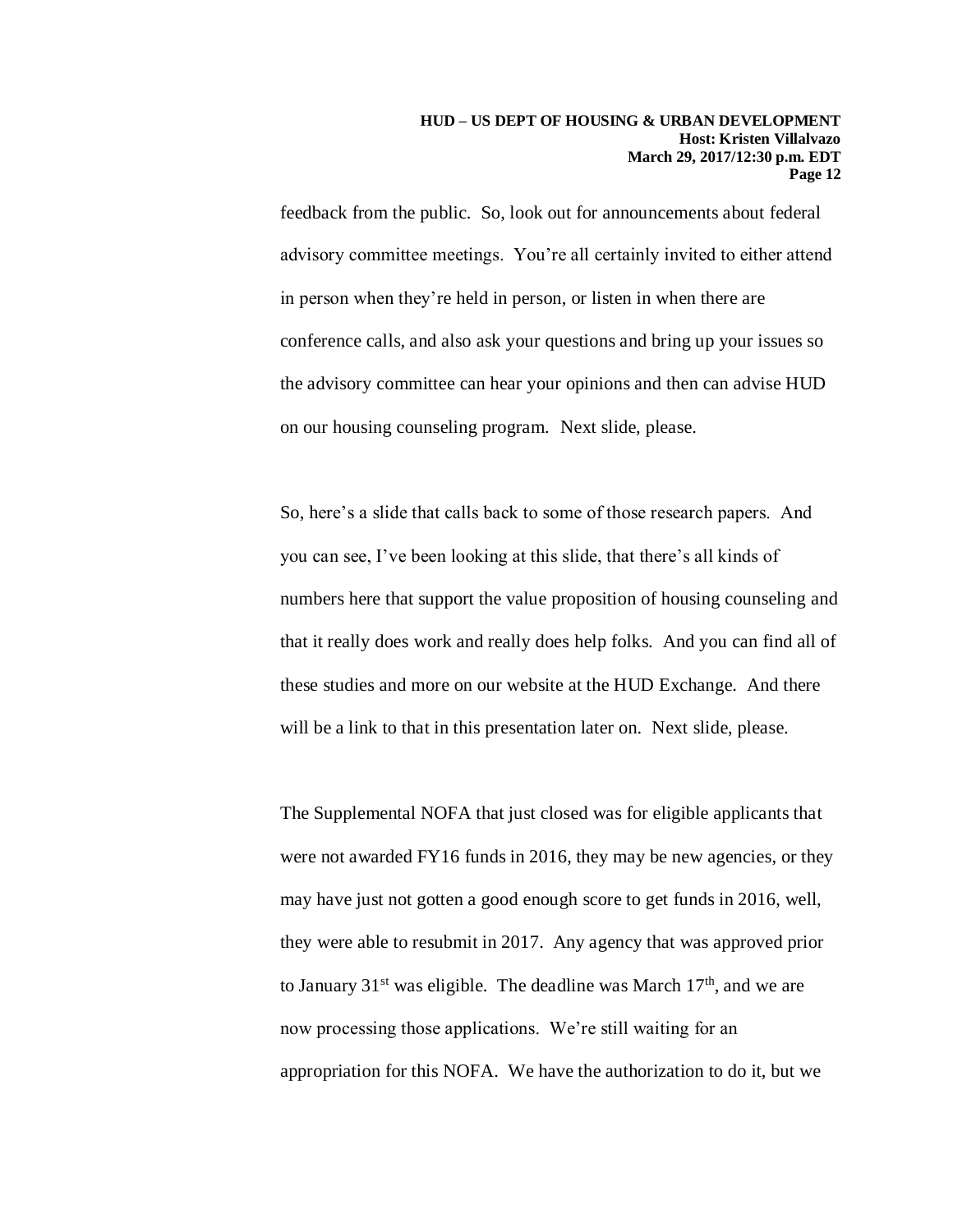feedback from the public. So, look out for announcements about federal advisory committee meetings. You're all certainly invited to either attend in person when they're held in person, or listen in when there are conference calls, and also ask your questions and bring up your issues so the advisory committee can hear your opinions and then can advise HUD on our housing counseling program. Next slide, please.

So, here's a slide that calls back to some of those research papers. And you can see, I've been looking at this slide, that there's all kinds of numbers here that support the value proposition of housing counseling and that it really does work and really does help folks. And you can find all of these studies and more on our website at the HUD Exchange. And there will be a link to that in this presentation later on. Next slide, please.

The Supplemental NOFA that just closed was for eligible applicants that were not awarded FY16 funds in 2016, they may be new agencies, or they may have just not gotten a good enough score to get funds in 2016, well, they were able to resubmit in 2017. Any agency that was approved prior to January 31st was eligible. The deadline was March 17th, and we are now processing those applications. We're still waiting for an appropriation for this NOFA. We have the authorization to do it, but we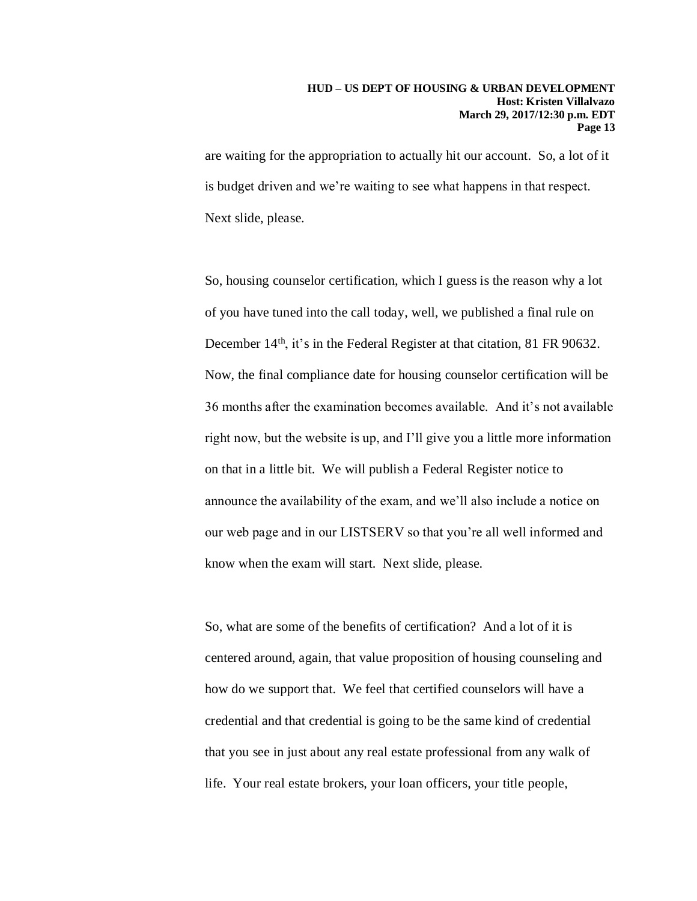are waiting for the appropriation to actually hit our account. So, a lot of it is budget driven and we're waiting to see what happens in that respect. Next slide, please.

So, housing counselor certification, which I guess is the reason why a lot of you have tuned into the call today, well, we published a final rule on December 14th, it's in the Federal Register at that citation, 81 FR 90632. Now, the final compliance date for housing counselor certification will be 36 months after the examination becomes available. And it's not available right now, but the website is up, and I'll give you a little more information on that in a little bit. We will publish a Federal Register notice to announce the availability of the exam, and we'll also include a notice on our web page and in our LISTSERV so that you're all well informed and know when the exam will start. Next slide, please.

So, what are some of the benefits of certification? And a lot of it is centered around, again, that value proposition of housing counseling and how do we support that. We feel that certified counselors will have a credential and that credential is going to be the same kind of credential that you see in just about any real estate professional from any walk of life. Your real estate brokers, your loan officers, your title people,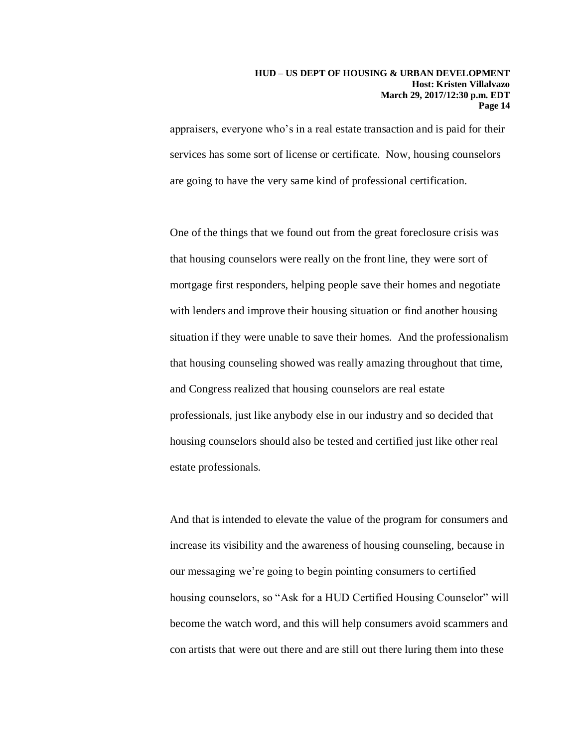appraisers, everyone who's in a real estate transaction and is paid for their services has some sort of license or certificate. Now, housing counselors are going to have the very same kind of professional certification.

One of the things that we found out from the great foreclosure crisis was that housing counselors were really on the front line, they were sort of mortgage first responders, helping people save their homes and negotiate with lenders and improve their housing situation or find another housing situation if they were unable to save their homes. And the professionalism that housing counseling showed was really amazing throughout that time, and Congress realized that housing counselors are real estate professionals, just like anybody else in our industry and so decided that housing counselors should also be tested and certified just like other real estate professionals.

And that is intended to elevate the value of the program for consumers and increase its visibility and the awareness of housing counseling, because in our messaging we're going to begin pointing consumers to certified housing counselors, so "Ask for a HUD Certified Housing Counselor" will become the watch word, and this will help consumers avoid scammers and con artists that were out there and are still out there luring them into these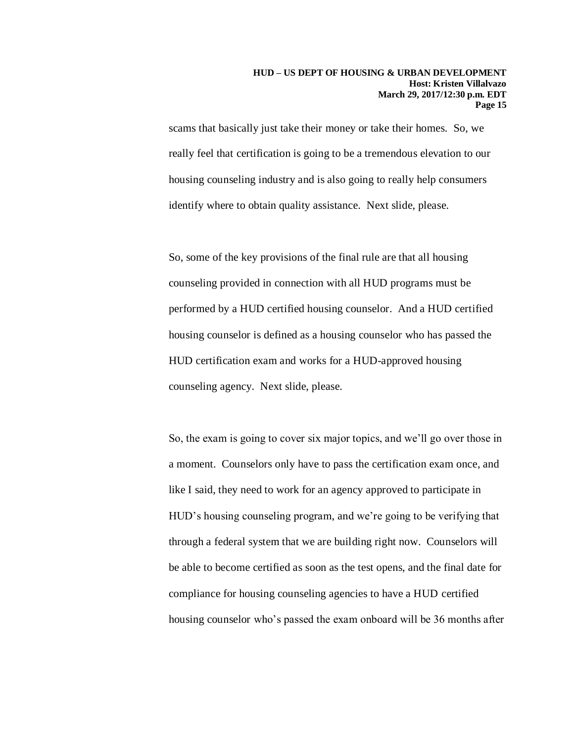scams that basically just take their money or take their homes. So, we really feel that certification is going to be a tremendous elevation to our housing counseling industry and is also going to really help consumers identify where to obtain quality assistance. Next slide, please.

So, some of the key provisions of the final rule are that all housing counseling provided in connection with all HUD programs must be performed by a HUD certified housing counselor. And a HUD certified housing counselor is defined as a housing counselor who has passed the HUD certification exam and works for a HUD-approved housing counseling agency. Next slide, please.

So, the exam is going to cover six major topics, and we'll go over those in a moment. Counselors only have to pass the certification exam once, and like I said, they need to work for an agency approved to participate in HUD's housing counseling program, and we're going to be verifying that through a federal system that we are building right now. Counselors will be able to become certified as soon as the test opens, and the final date for compliance for housing counseling agencies to have a HUD certified housing counselor who's passed the exam onboard will be 36 months after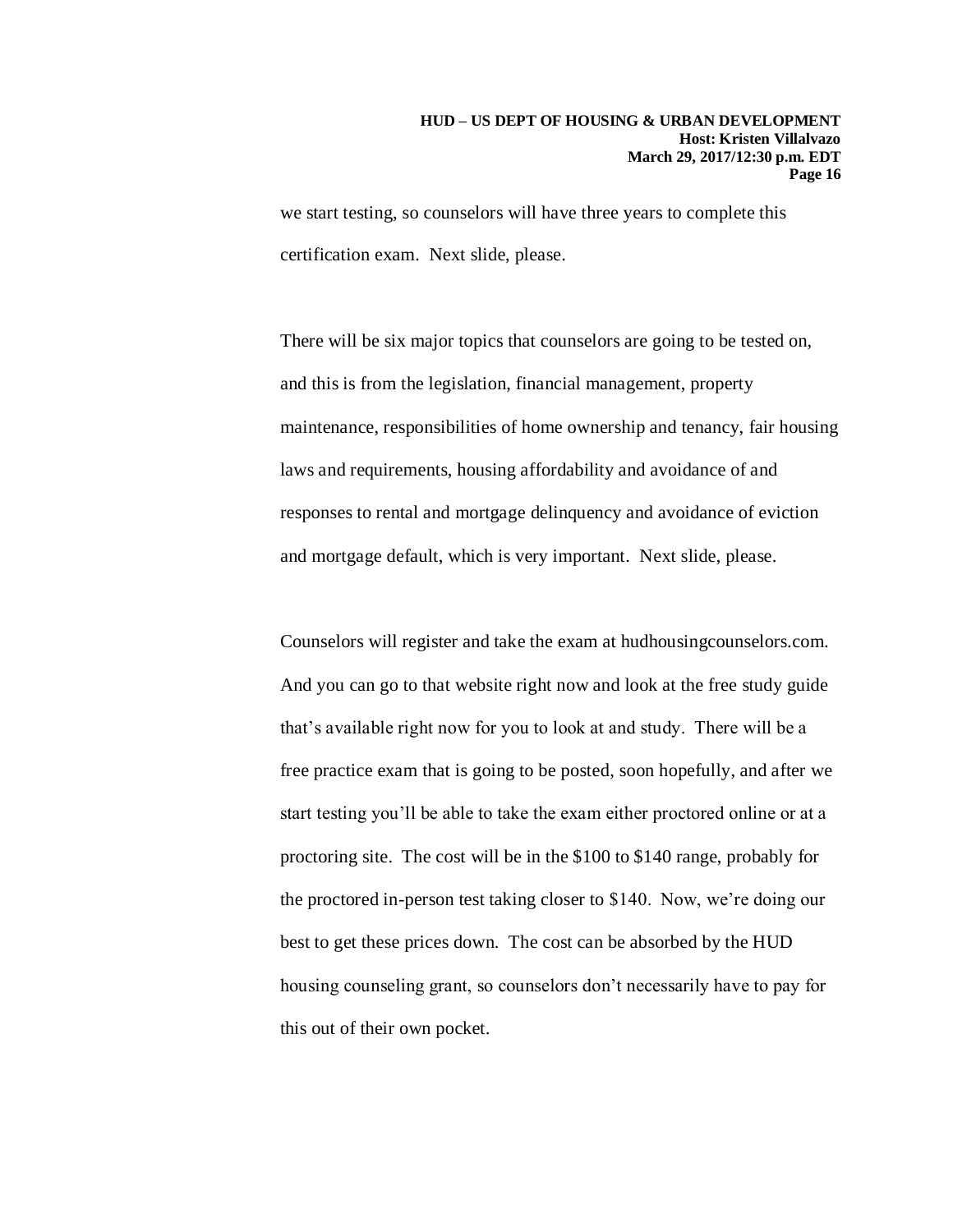we start testing, so counselors will have three years to complete this certification exam. Next slide, please.

There will be six major topics that counselors are going to be tested on, and this is from the legislation, financial management, property maintenance, responsibilities of home ownership and tenancy, fair housing laws and requirements, housing affordability and avoidance of and responses to rental and mortgage delinquency and avoidance of eviction and mortgage default, which is very important. Next slide, please.

Counselors will register and take the exam at hudhousingcounselors.com. And you can go to that website right now and look at the free study guide that's available right now for you to look at and study. There will be a free practice exam that is going to be posted, soon hopefully, and after we start testing you'll be able to take the exam either proctored online or at a proctoring site. The cost will be in the $100 to $140 range, probably for the proctored in-person test taking closer to $140. Now, we're doing our best to get these prices down. The cost can be absorbed by the HUD housing counseling grant, so counselors don't necessarily have to pay for this out of their own pocket.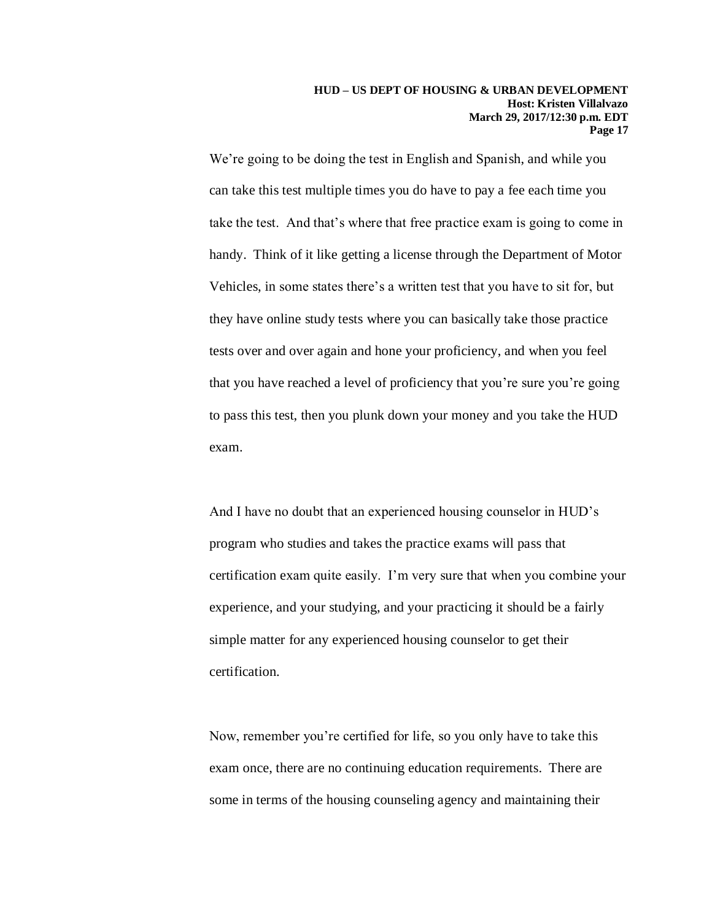We're going to be doing the test in English and Spanish, and while you can take this test multiple times you do have to pay a fee each time you take the test. And that's where that free practice exam is going to come in handy. Think of it like getting a license through the Department of Motor Vehicles, in some states there's a written test that you have to sit for, but they have online study tests where you can basically take those practice tests over and over again and hone your proficiency, and when you feel that you have reached a level of proficiency that you're sure you're going to pass this test, then you plunk down your money and you take the HUD exam.

And I have no doubt that an experienced housing counselor in HUD's program who studies and takes the practice exams will pass that certification exam quite easily. I'm very sure that when you combine your experience, and your studying, and your practicing it should be a fairly simple matter for any experienced housing counselor to get their certification.

Now, remember you're certified for life, so you only have to take this exam once, there are no continuing education requirements. There are some in terms of the housing counseling agency and maintaining their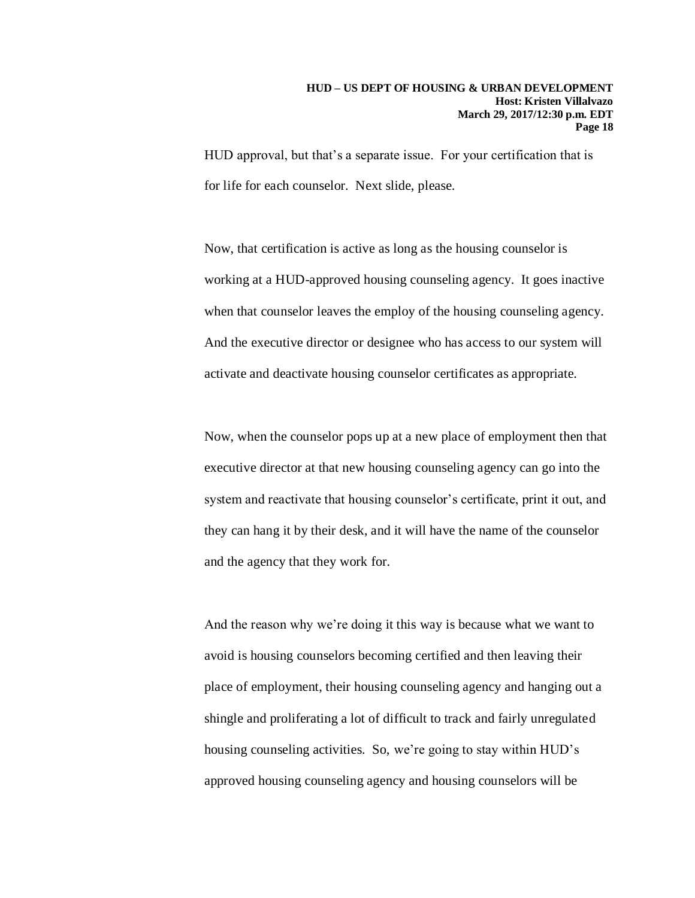HUD approval, but that's a separate issue. For your certification that is for life for each counselor. Next slide, please.

Now, that certification is active as long as the housing counselor is working at a HUD-approved housing counseling agency. It goes inactive when that counselor leaves the employ of the housing counseling agency. And the executive director or designee who has access to our system will activate and deactivate housing counselor certificates as appropriate.

Now, when the counselor pops up at a new place of employment then that executive director at that new housing counseling agency can go into the system and reactivate that housing counselor's certificate, print it out, and they can hang it by their desk, and it will have the name of the counselor and the agency that they work for.

And the reason why we're doing it this way is because what we want to avoid is housing counselors becoming certified and then leaving their place of employment, their housing counseling agency and hanging out a shingle and proliferating a lot of difficult to track and fairly unregulated housing counseling activities. So, we're going to stay within HUD's approved housing counseling agency and housing counselors will be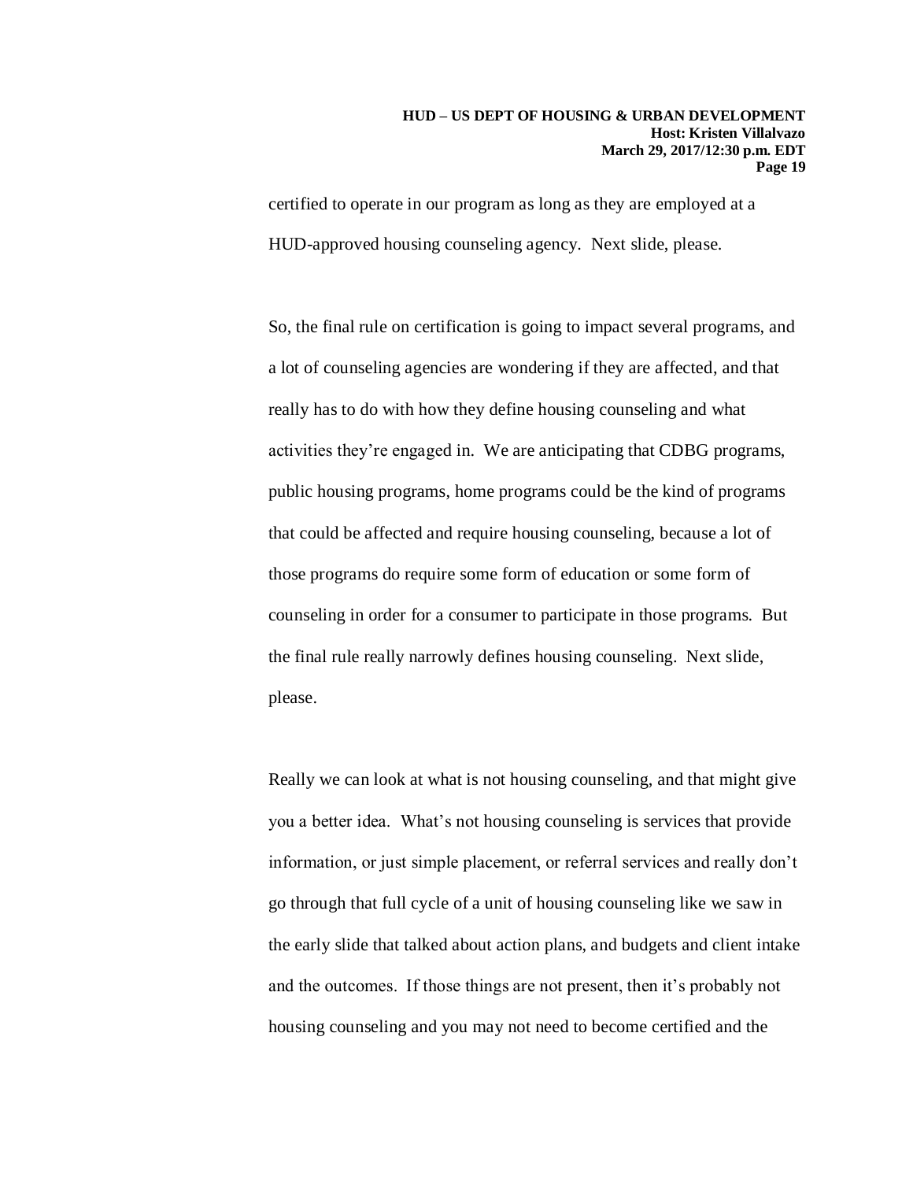certified to operate in our program as long as they are employed at a HUD-approved housing counseling agency. Next slide, please.

So, the final rule on certification is going to impact several programs, and a lot of counseling agencies are wondering if they are affected, and that really has to do with how they define housing counseling and what activities they're engaged in. We are anticipating that CDBG programs, public housing programs, home programs could be the kind of programs that could be affected and require housing counseling, because a lot of those programs do require some form of education or some form of counseling in order for a consumer to participate in those programs. But the final rule really narrowly defines housing counseling. Next slide, please.

Really we can look at what is not housing counseling, and that might give you a better idea. What's not housing counseling is services that provide information, or just simple placement, or referral services and really don't go through that full cycle of a unit of housing counseling like we saw in the early slide that talked about action plans, and budgets and client intake and the outcomes. If those things are not present, then it's probably not housing counseling and you may not need to become certified and the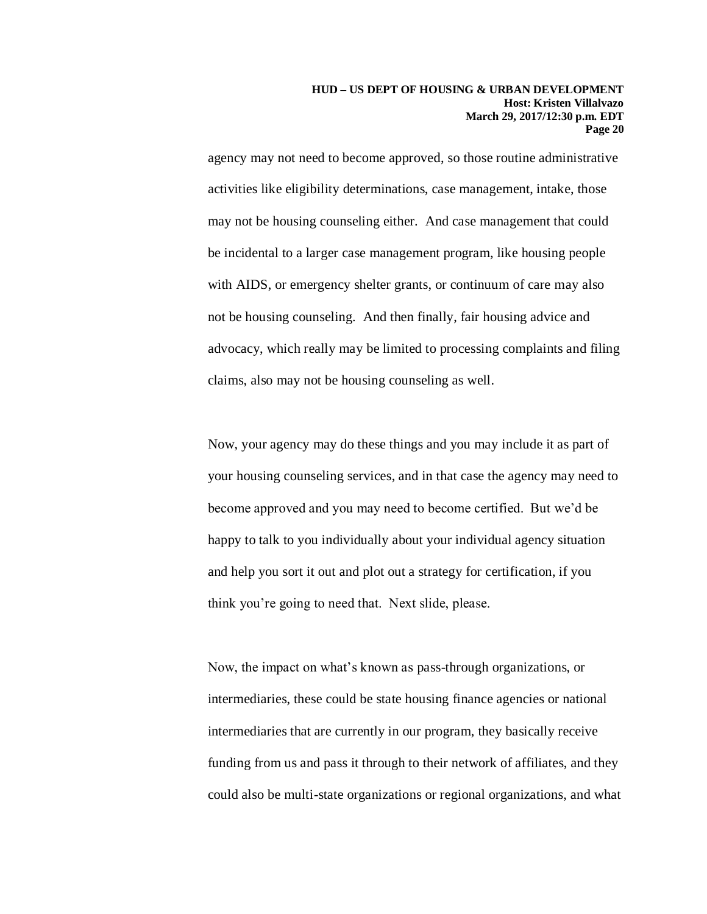agency may not need to become approved, so those routine administrative activities like eligibility determinations, case management, intake, those may not be housing counseling either. And case management that could be incidental to a larger case management program, like housing people with AIDS, or emergency shelter grants, or continuum of care may also not be housing counseling. And then finally, fair housing advice and advocacy, which really may be limited to processing complaints and filing claims, also may not be housing counseling as well.

Now, your agency may do these things and you may include it as part of your housing counseling services, and in that case the agency may need to become approved and you may need to become certified. But we'd be happy to talk to you individually about your individual agency situation and help you sort it out and plot out a strategy for certification, if you think you're going to need that. Next slide, please.

Now, the impact on what's known as pass-through organizations, or intermediaries, these could be state housing finance agencies or national intermediaries that are currently in our program, they basically receive funding from us and pass it through to their network of affiliates, and they could also be multi-state organizations or regional organizations, and what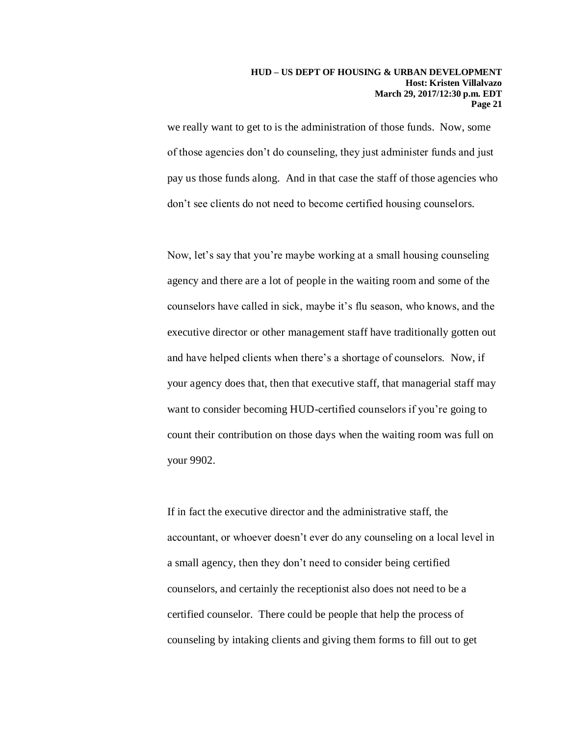we really want to get to is the administration of those funds. Now, some of those agencies don't do counseling, they just administer funds and just pay us those funds along. And in that case the staff of those agencies who don't see clients do not need to become certified housing counselors.

Now, let's say that you're maybe working at a small housing counseling agency and there are a lot of people in the waiting room and some of the counselors have called in sick, maybe it's flu season, who knows, and the executive director or other management staff have traditionally gotten out and have helped clients when there's a shortage of counselors. Now, if your agency does that, then that executive staff, that managerial staff may want to consider becoming HUD-certified counselors if you're going to count their contribution on those days when the waiting room was full on your 9902.

If in fact the executive director and the administrative staff, the accountant, or whoever doesn't ever do any counseling on a local level in a small agency, then they don't need to consider being certified counselors, and certainly the receptionist also does not need to be a certified counselor. There could be people that help the process of counseling by intaking clients and giving them forms to fill out to get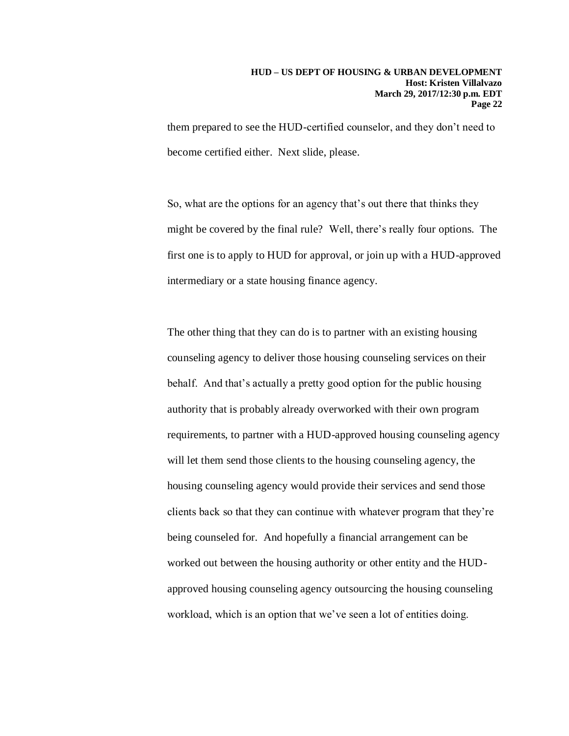them prepared to see the HUD-certified counselor, and they don't need to become certified either. Next slide, please.

So, what are the options for an agency that's out there that thinks they might be covered by the final rule? Well, there's really four options. The first one is to apply to HUD for approval, or join up with a HUD-approved intermediary or a state housing finance agency.

The other thing that they can do is to partner with an existing housing counseling agency to deliver those housing counseling services on their behalf. And that's actually a pretty good option for the public housing authority that is probably already overworked with their own program requirements, to partner with a HUD-approved housing counseling agency will let them send those clients to the housing counseling agency, the housing counseling agency would provide their services and send those clients back so that they can continue with whatever program that they're being counseled for. And hopefully a financial arrangement can be worked out between the housing authority or other entity and the HUD-approved housing counseling agency outsourcing the housing counseling workload, which is an option that we've seen a lot of entities doing.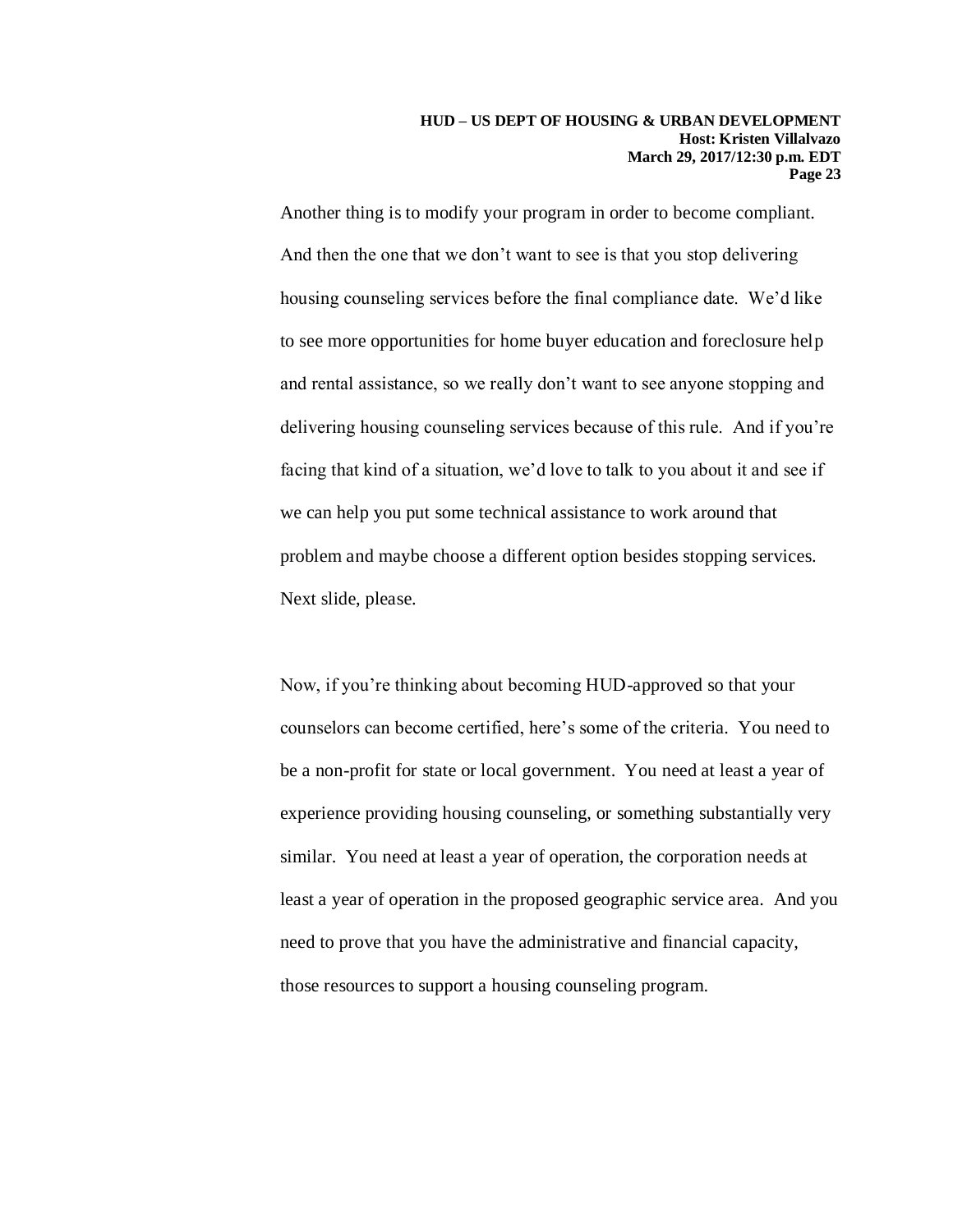Another thing is to modify your program in order to become compliant. And then the one that we don't want to see is that you stop delivering housing counseling services before the final compliance date. We'd like to see more opportunities for home buyer education and foreclosure help and rental assistance, so we really don't want to see anyone stopping and delivering housing counseling services because of this rule. And if you're facing that kind of a situation, we'd love to talk to you about it and see if we can help you put some technical assistance to work around that problem and maybe choose a different option besides stopping services. Next slide, please.

Now, if you're thinking about becoming HUD-approved so that your counselors can become certified, here's some of the criteria. You need to be a non-profit for state or local government. You need at least a year of experience providing housing counseling, or something substantially very similar. You need at least a year of operation, the corporation needs at least a year of operation in the proposed geographic service area. And you need to prove that you have the administrative and financial capacity, those resources to support a housing counseling program.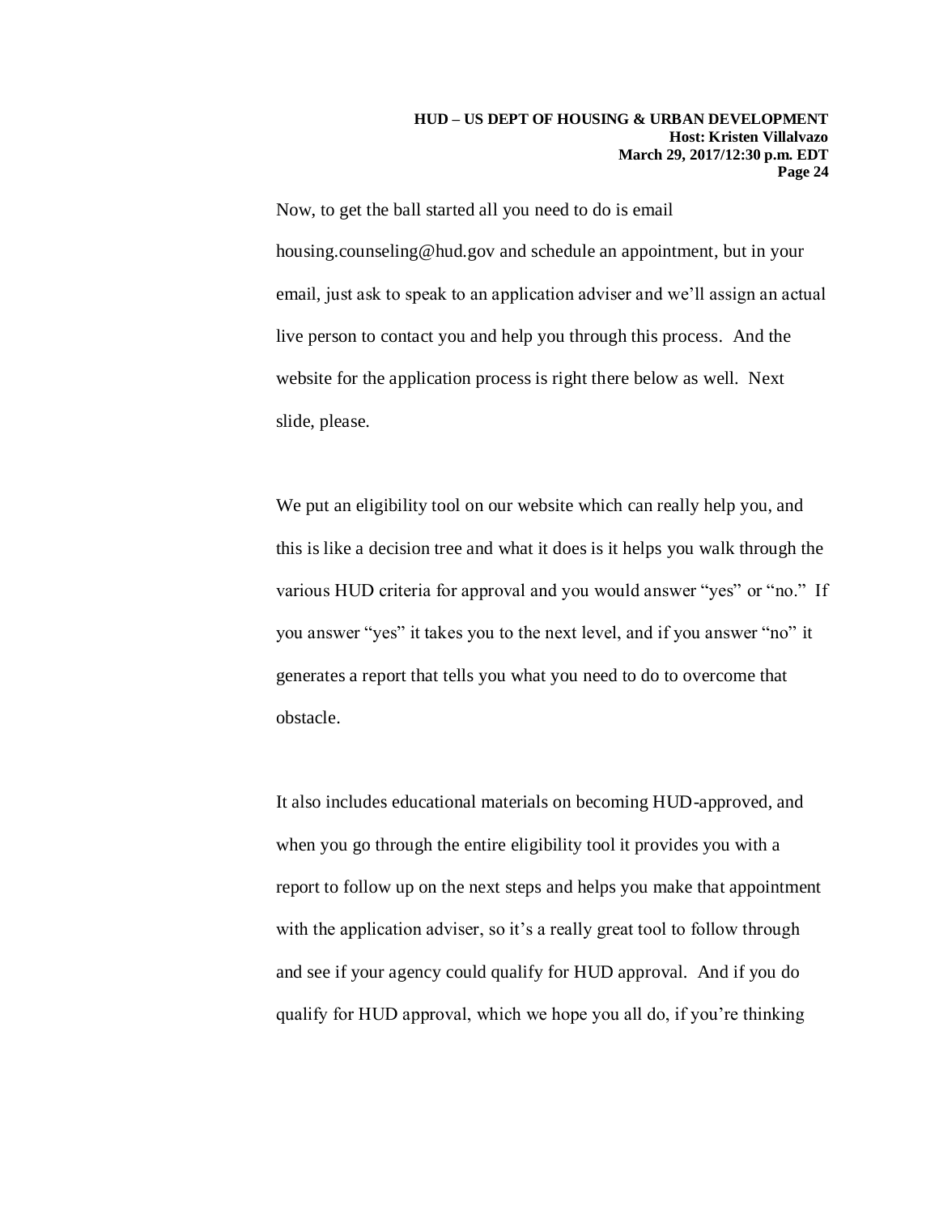Now, to get the ball started all you need to do is email housing.counseling@hud.gov and schedule an appointment, but in your email, just ask to speak to an application adviser and we'll assign an actual live person to contact you and help you through this process. And the website for the application process is right there below as well. Next slide, please.

We put an eligibility tool on our website which can really help you, and this is like a decision tree and what it does is it helps you walk through the various HUD criteria for approval and you would answer "yes" or "no." If you answer "yes" it takes you to the next level, and if you answer "no" it generates a report that tells you what you need to do to overcome that obstacle.

It also includes educational materials on becoming HUD-approved, and when you go through the entire eligibility tool it provides you with a report to follow up on the next steps and helps you make that appointment with the application adviser, so it's a really great tool to follow through and see if your agency could qualify for HUD approval. And if you do qualify for HUD approval, which we hope you all do, if you're thinking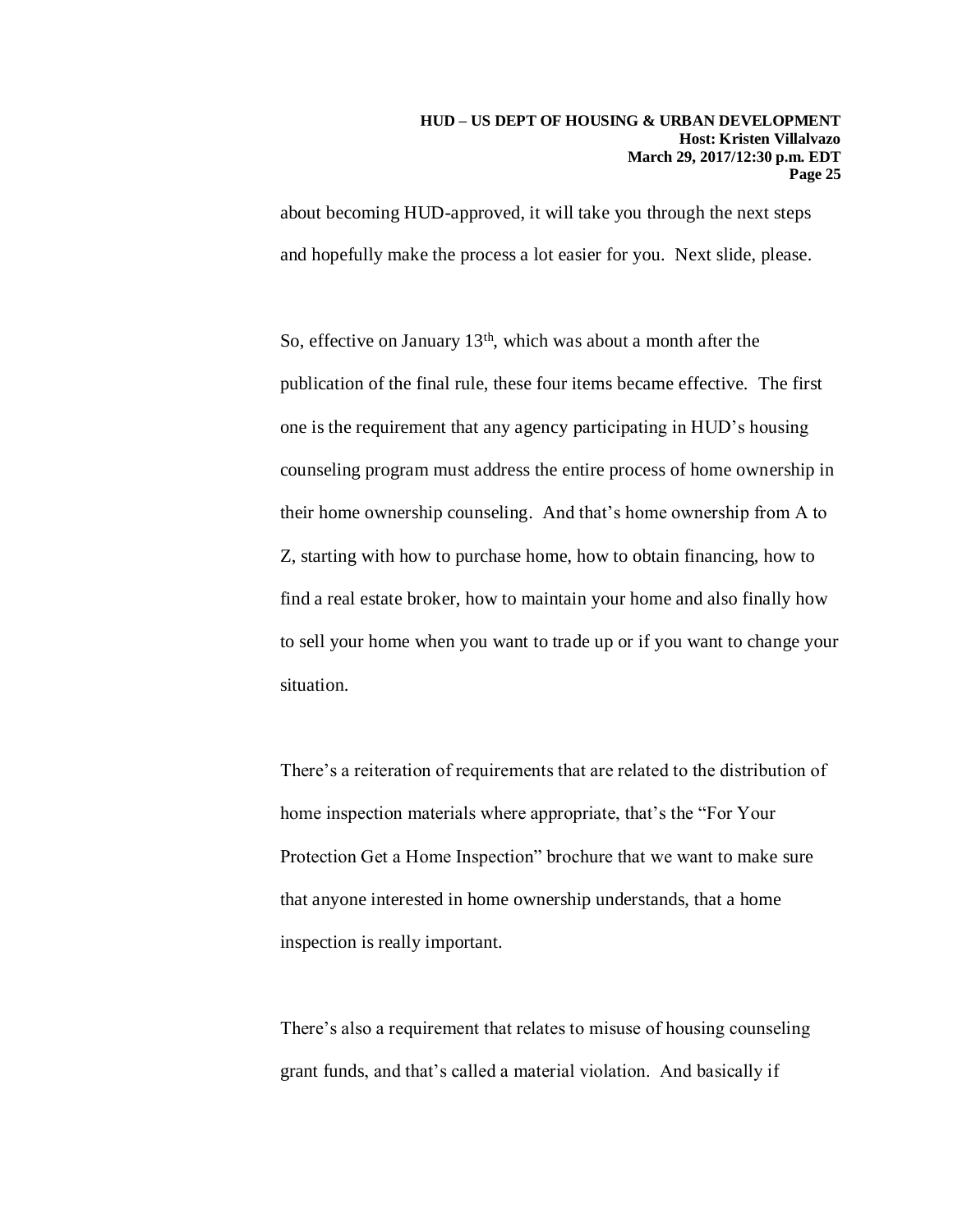about becoming HUD-approved, it will take you through the next steps and hopefully make the process a lot easier for you. Next slide, please.

So, effective on January 13th, which was about a month after the publication of the final rule, these four items became effective. The first one is the requirement that any agency participating in HUD's housing counseling program must address the entire process of home ownership in their home ownership counseling. And that's home ownership from A to Z, starting with how to purchase home, how to obtain financing, how to find a real estate broker, how to maintain your home and also finally how to sell your home when you want to trade up or if you want to change your situation.

There's a reiteration of requirements that are related to the distribution of home inspection materials where appropriate, that's the "For Your Protection Get a Home Inspection" brochure that we want to make sure that anyone interested in home ownership understands, that a home inspection is really important.

There's also a requirement that relates to misuse of housing counseling grant funds, and that's called a material violation. And basically if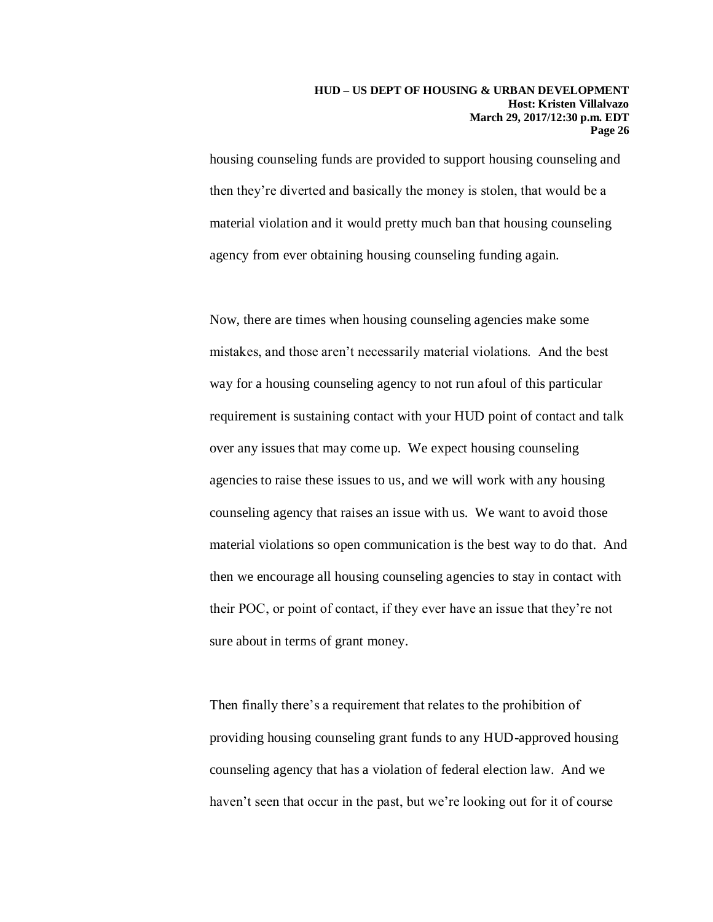housing counseling funds are provided to support housing counseling and then they're diverted and basically the money is stolen, that would be a material violation and it would pretty much ban that housing counseling agency from ever obtaining housing counseling funding again.

Now, there are times when housing counseling agencies make some mistakes, and those aren't necessarily material violations. And the best way for a housing counseling agency to not run afoul of this particular requirement is sustaining contact with your HUD point of contact and talk over any issues that may come up. We expect housing counseling agencies to raise these issues to us, and we will work with any housing counseling agency that raises an issue with us. We want to avoid those material violations so open communication is the best way to do that. And then we encourage all housing counseling agencies to stay in contact with their POC, or point of contact, if they ever have an issue that they're not sure about in terms of grant money.

Then finally there's a requirement that relates to the prohibition of providing housing counseling grant funds to any HUD-approved housing counseling agency that has a violation of federal election law. And we haven't seen that occur in the past, but we're looking out for it of course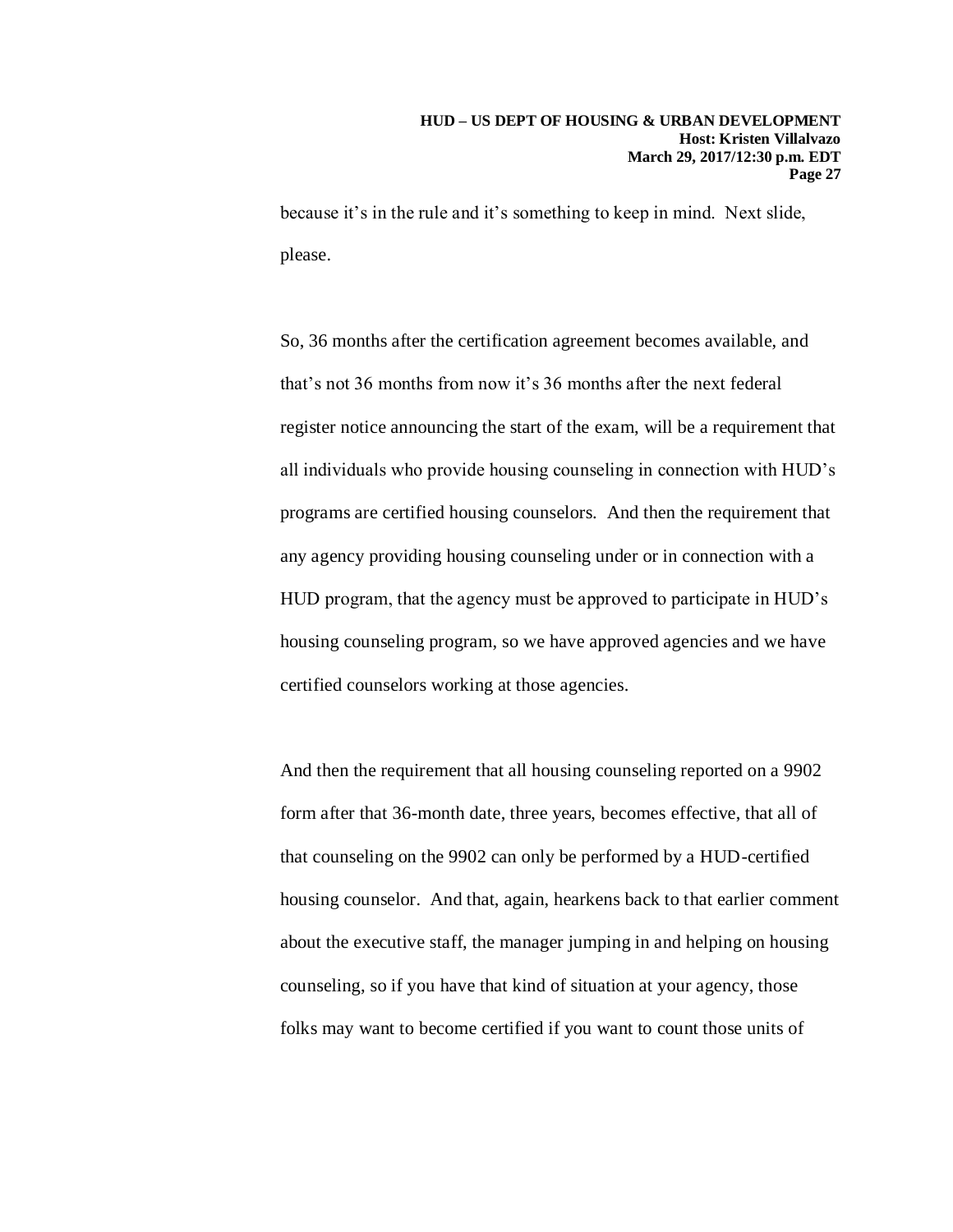because it's in the rule and it's something to keep in mind. Next slide, please.

So, 36 months after the certification agreement becomes available, and that's not 36 months from now it's 36 months after the next federal register notice announcing the start of the exam, will be a requirement that all individuals who provide housing counseling in connection with HUD's programs are certified housing counselors. And then the requirement that any agency providing housing counseling under or in connection with a HUD program, that the agency must be approved to participate in HUD's housing counseling program, so we have approved agencies and we have certified counselors working at those agencies.

And then the requirement that all housing counseling reported on a 9902 form after that 36-month date, three years, becomes effective, that all of that counseling on the 9902 can only be performed by a HUD-certified housing counselor. And that, again, hearkens back to that earlier comment about the executive staff, the manager jumping in and helping on housing counseling, so if you have that kind of situation at your agency, those folks may want to become certified if you want to count those units of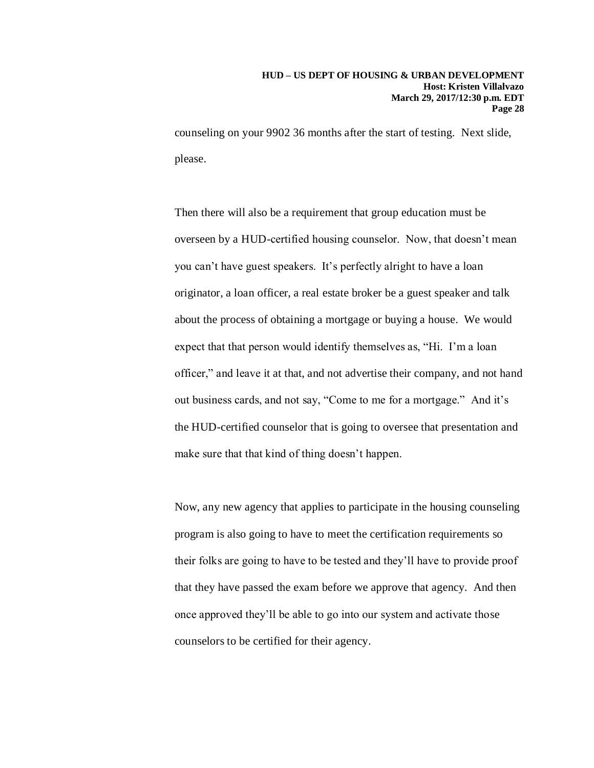counseling on your 9902 36 months after the start of testing. Next slide, please.

Then there will also be a requirement that group education must be overseen by a HUD-certified housing counselor. Now, that doesn't mean you can't have guest speakers. It's perfectly alright to have a loan originator, a loan officer, a real estate broker be a guest speaker and talk about the process of obtaining a mortgage or buying a house. We would expect that that person would identify themselves as, "Hi. I'm a loan officer," and leave it at that, and not advertise their company, and not hand out business cards, and not say, "Come to me for a mortgage." And it's the HUD-certified counselor that is going to oversee that presentation and make sure that that kind of thing doesn't happen.

Now, any new agency that applies to participate in the housing counseling program is also going to have to meet the certification requirements so their folks are going to have to be tested and they'll have to provide proof that they have passed the exam before we approve that agency. And then once approved they'll be able to go into our system and activate those counselors to be certified for their agency.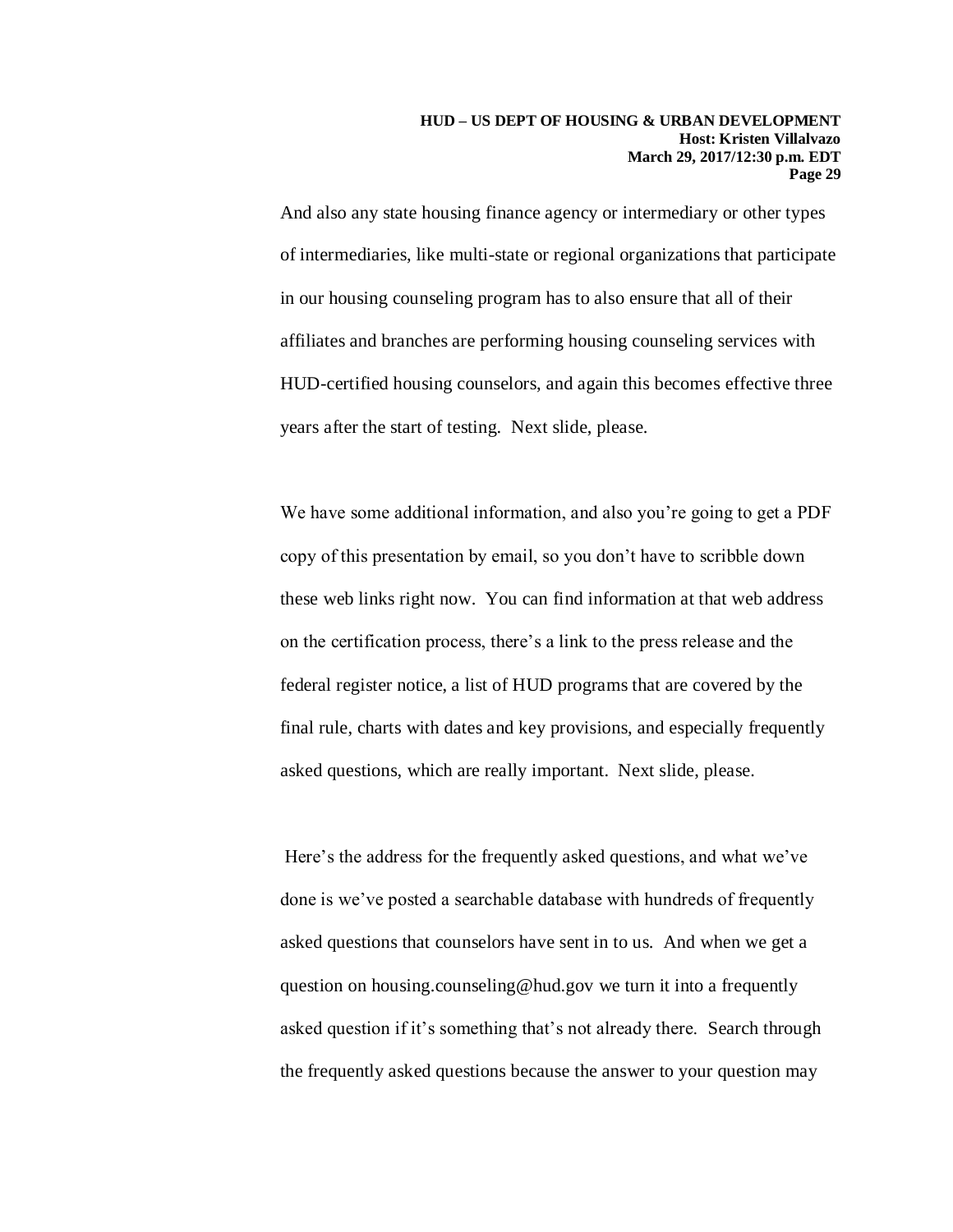And also any state housing finance agency or intermediary or other types of intermediaries, like multi-state or regional organizations that participate in our housing counseling program has to also ensure that all of their affiliates and branches are performing housing counseling services with HUD-certified housing counselors, and again this becomes effective three years after the start of testing. Next slide, please.

We have some additional information, and also you're going to get a PDF copy of this presentation by email, so you don't have to scribble down these web links right now. You can find information at that web address on the certification process, there's a link to the press release and the federal register notice, a list of HUD programs that are covered by the final rule, charts with dates and key provisions, and especially frequently asked questions, which are really important. Next slide, please.

Here's the address for the frequently asked questions, and what we've done is we've posted a searchable database with hundreds of frequently asked questions that counselors have sent in to us. And when we get a question on housing.counseling@hud.gov we turn it into a frequently asked question if it's something that's not already there. Search through the frequently asked questions because the answer to your question may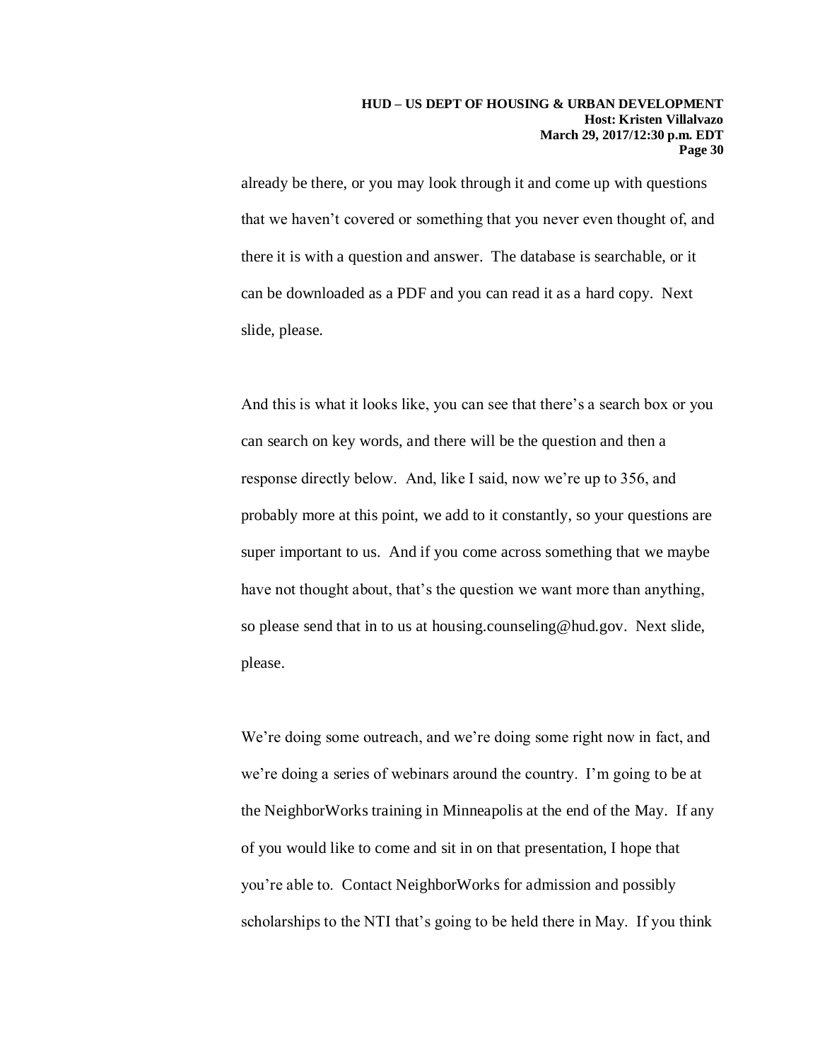already be there, or you may look through it and come up with questions that we haven't covered or something that you never even thought of, and there it is with a question and answer. The database is searchable, or it can be downloaded as a PDF and you can read it as a hard copy. Next slide, please.

And this is what it looks like, you can see that there's a search box or you can search on key words, and there will be the question and then a response directly below. And, like I said, now we're up to 356, and probably more at this point, we add to it constantly, so your questions are super important to us. And if you come across something that we maybe have not thought about, that's the question we want more than anything, so please send that in to us at housing.counseling@hud.gov. Next slide, please.

We're doing some outreach, and we're doing some right now in fact, and we're doing a series of webinars around the country. I'm going to be at the NeighborWorks training in Minneapolis at the end of the May. If any of you would like to come and sit in on that presentation, I hope that you're able to. Contact NeighborWorks for admission and possibly scholarships to the NTI that's going to be held there in May. If you think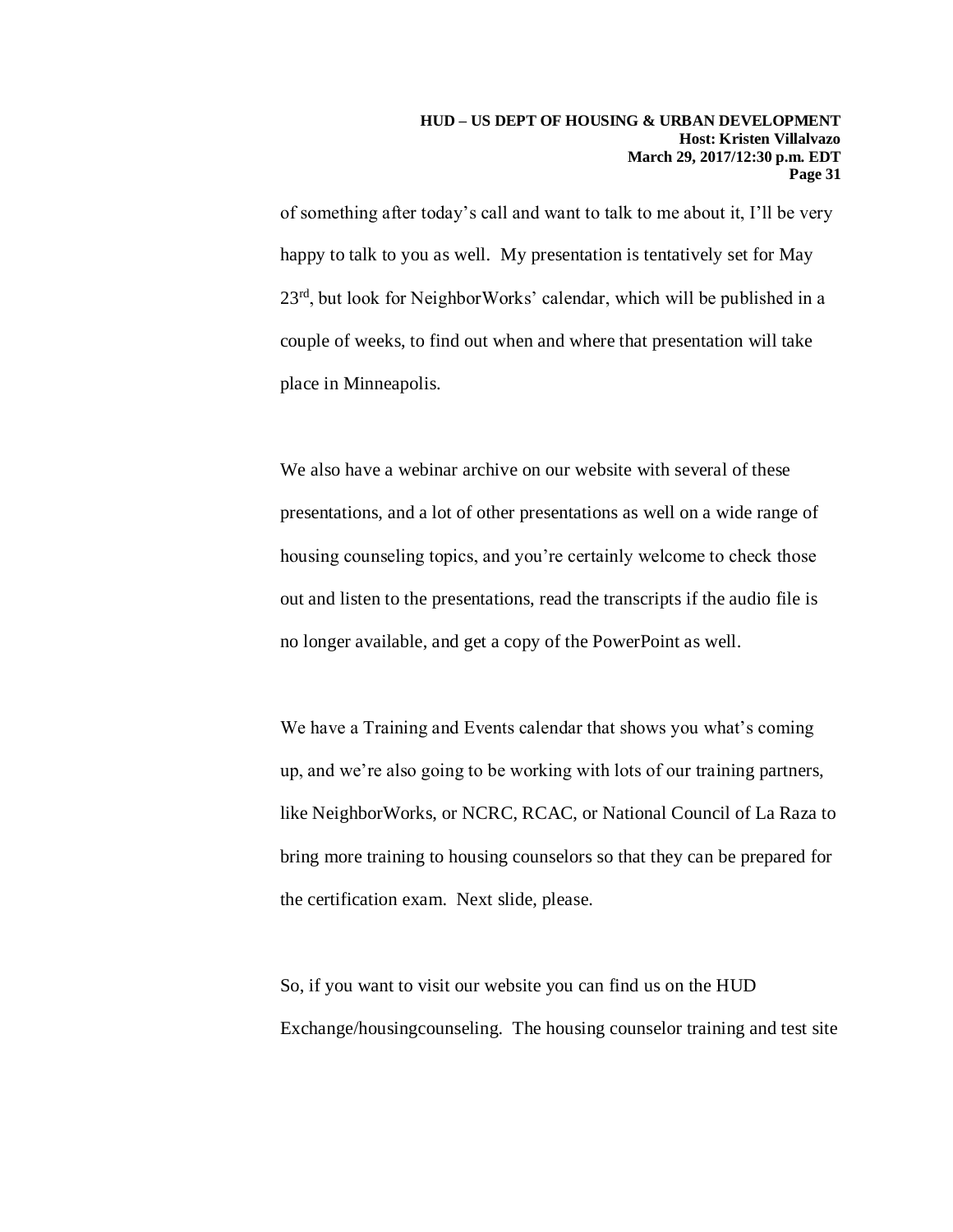of something after today's call and want to talk to me about it, I'll be very happy to talk to you as well. My presentation is tentatively set for May 23rd, but look for NeighborWorks' calendar, which will be published in a couple of weeks, to find out when and where that presentation will take place in Minneapolis.

We also have a webinar archive on our website with several of these presentations, and a lot of other presentations as well on a wide range of housing counseling topics, and you're certainly welcome to check those out and listen to the presentations, read the transcripts if the audio file is no longer available, and get a copy of the PowerPoint as well.

We have a Training and Events calendar that shows you what's coming up, and we're also going to be working with lots of our training partners, like NeighborWorks, or NCRC, RCAC, or National Council of La Raza to bring more training to housing counselors so that they can be prepared for the certification exam. Next slide, please.

So, if you want to visit our website you can find us on the HUD Exchange/housingcounseling. The housing counselor training and test site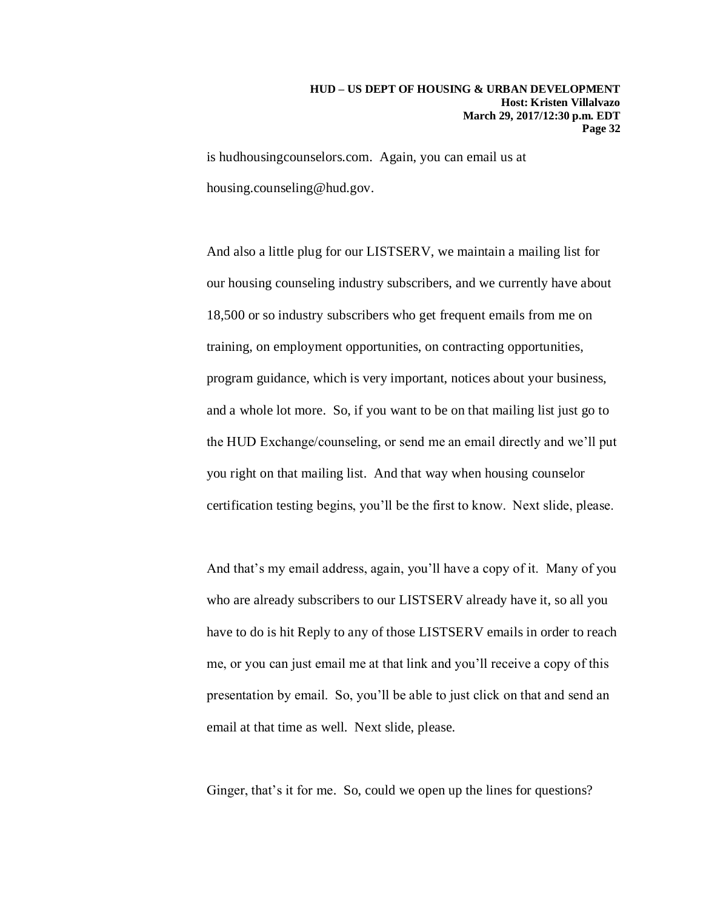is hudhousingcounselors.com. Again, you can email us at housing.counseling@hud.gov.

And also a little plug for our LISTSERV, we maintain a mailing list for our housing counseling industry subscribers, and we currently have about 18,500 or so industry subscribers who get frequent emails from me on training, on employment opportunities, on contracting opportunities, program guidance, which is very important, notices about your business, and a whole lot more. So, if you want to be on that mailing list just go to the HUD Exchange/counseling, or send me an email directly and we'll put you right on that mailing list. And that way when housing counselor certification testing begins, you'll be the first to know. Next slide, please.

And that's my email address, again, you'll have a copy of it. Many of you who are already subscribers to our LISTSERV already have it, so all you have to do is hit Reply to any of those LISTSERV emails in order to reach me, or you can just email me at that link and you'll receive a copy of this presentation by email. So, you'll be able to just click on that and send an email at that time as well. Next slide, please.

Ginger, that's it for me. So, could we open up the lines for questions?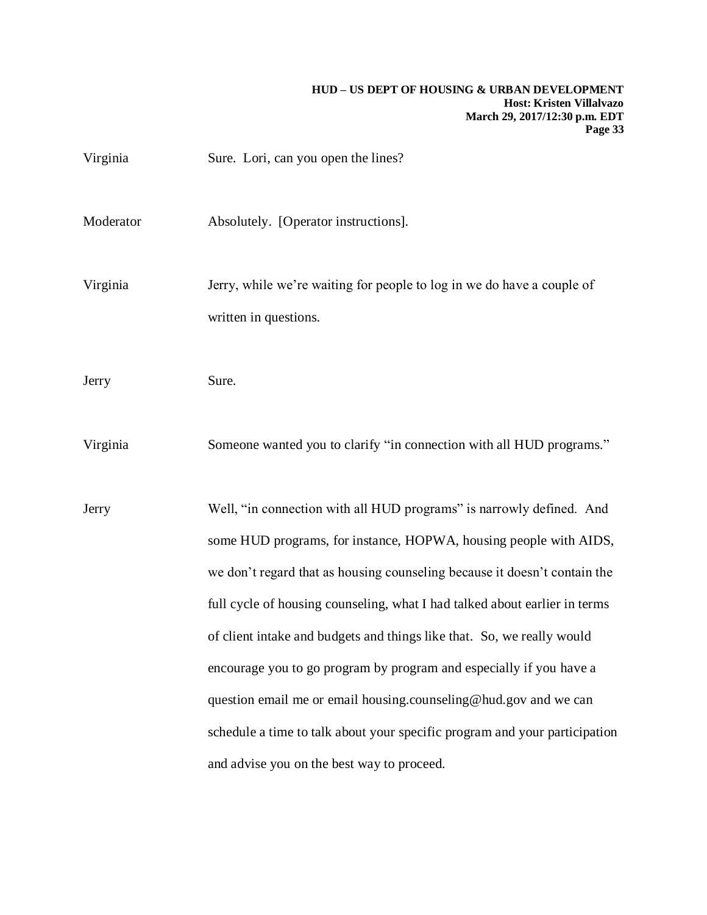Virginia Sure. Lori, can you open the lines?

Moderator Absolutely. [Operator instructions].

Virginia Jerry, while we're waiting for people to log in we do have a couple of written in questions.

Jerry Sure.

Virginia Someone wanted you to clarify "in connection with all HUD programs."

Jerry Well, "in connection with all HUD programs" is narrowly defined. And some HUD programs, for instance, HOPWA, housing people with AIDS, we don't regard that as housing counseling because it doesn't contain the full cycle of housing counseling, what I had talked about earlier in terms of client intake and budgets and things like that. So, we really would encourage you to go program by program and especially if you have a question email me or email housing.counseling@hud.gov and we can schedule a time to talk about your specific program and your participation and advise you on the best way to proceed.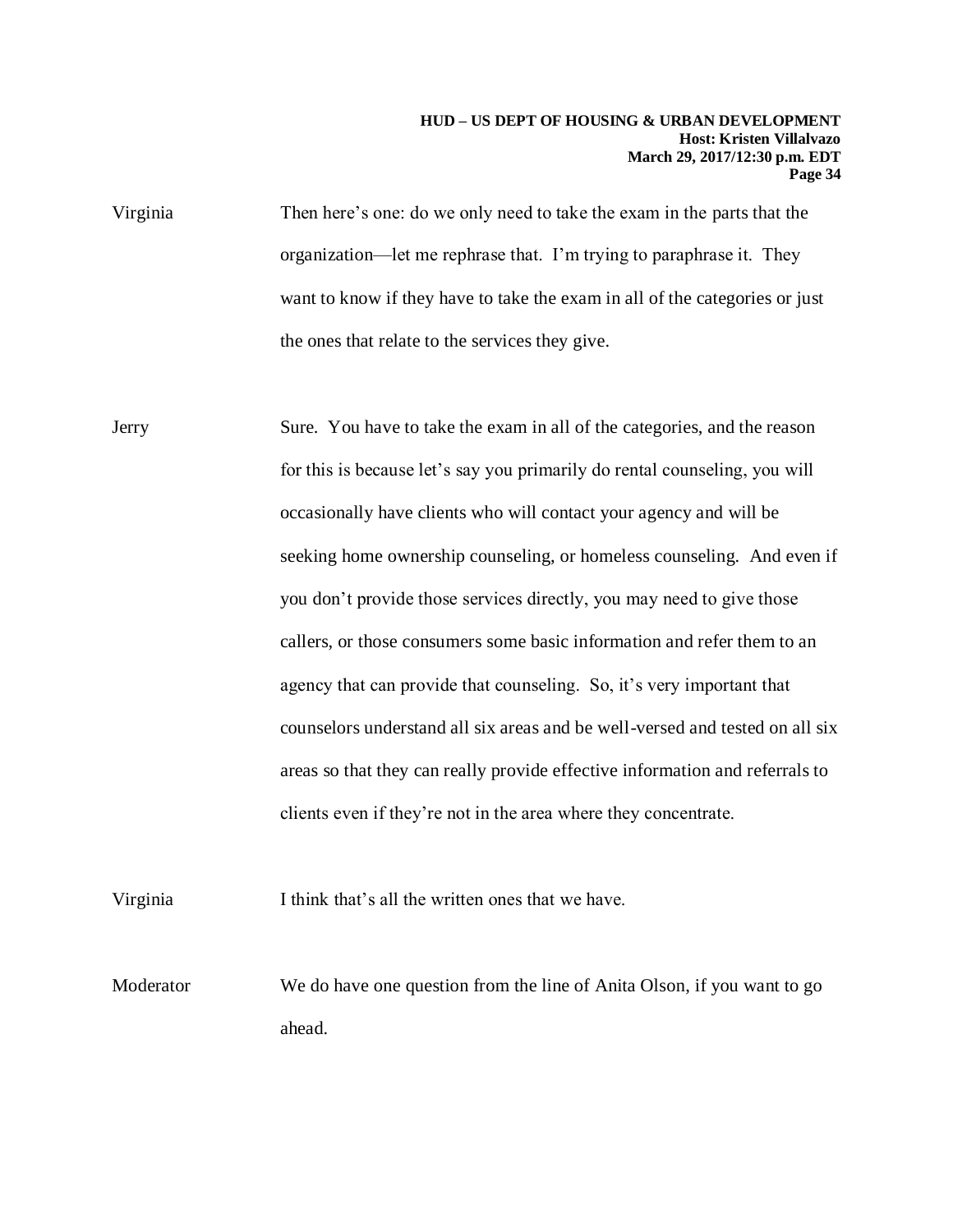Virginia Then here's one: do we only need to take the exam in the parts that the organization—let me rephrase that. I'm trying to paraphrase it. They want to know if they have to take the exam in all of the categories or just the ones that relate to the services they give.

Jerry Sure. You have to take the exam in all of the categories, and the reason for this is because let's say you primarily do rental counseling, you will occasionally have clients who will contact your agency and will be seeking home ownership counseling, or homeless counseling. And even if you don't provide those services directly, you may need to give those callers, or those consumers some basic information and refer them to an agency that can provide that counseling. So, it's very important that counselors understand all six areas and be well-versed and tested on all six areas so that they can really provide effective information and referrals to clients even if they're not in the area where they concentrate.

Virginia I think that's all the written ones that we have.

Moderator We do have one question from the line of Anita Olson, if you want to go ahead.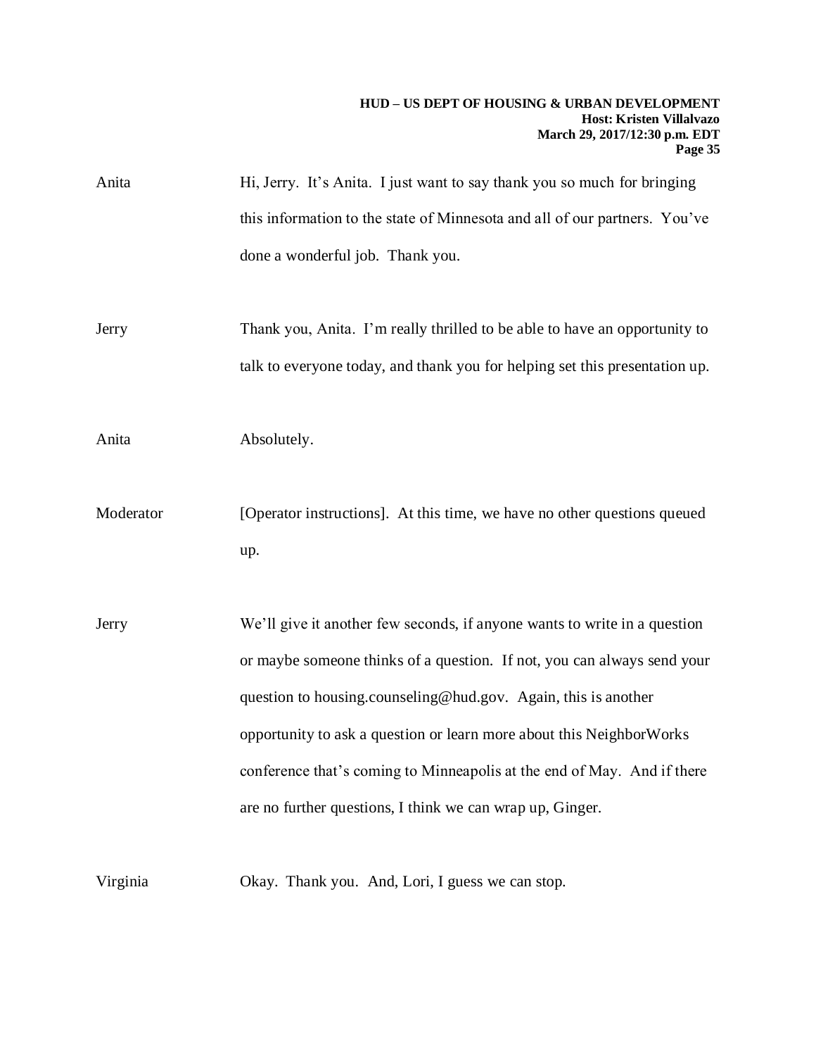Anita	Hi, Jerry. It's Anita. I just want to say thank you so much for bringing this information to the state of Minnesota and all of our partners. You've done a wonderful job. Thank you.

Jerry	Thank you, Anita. I'm really thrilled to be able to have an opportunity to talk to everyone today, and thank you for helping set this presentation up.

Anita	Absolutely.

Moderator	[Operator instructions]. At this time, we have no other questions queued up.

Jerry	We'll give it another few seconds, if anyone wants to write in a question or maybe someone thinks of a question. If not, you can always send your question to housing.counseling@hud.gov. Again, this is another opportunity to ask a question or learn more about this NeighborWorks conference that's coming to Minneapolis at the end of May. And if there are no further questions, I think we can wrap up, Ginger.

Virginia	Okay. Thank you. And, Lori, I guess we can stop.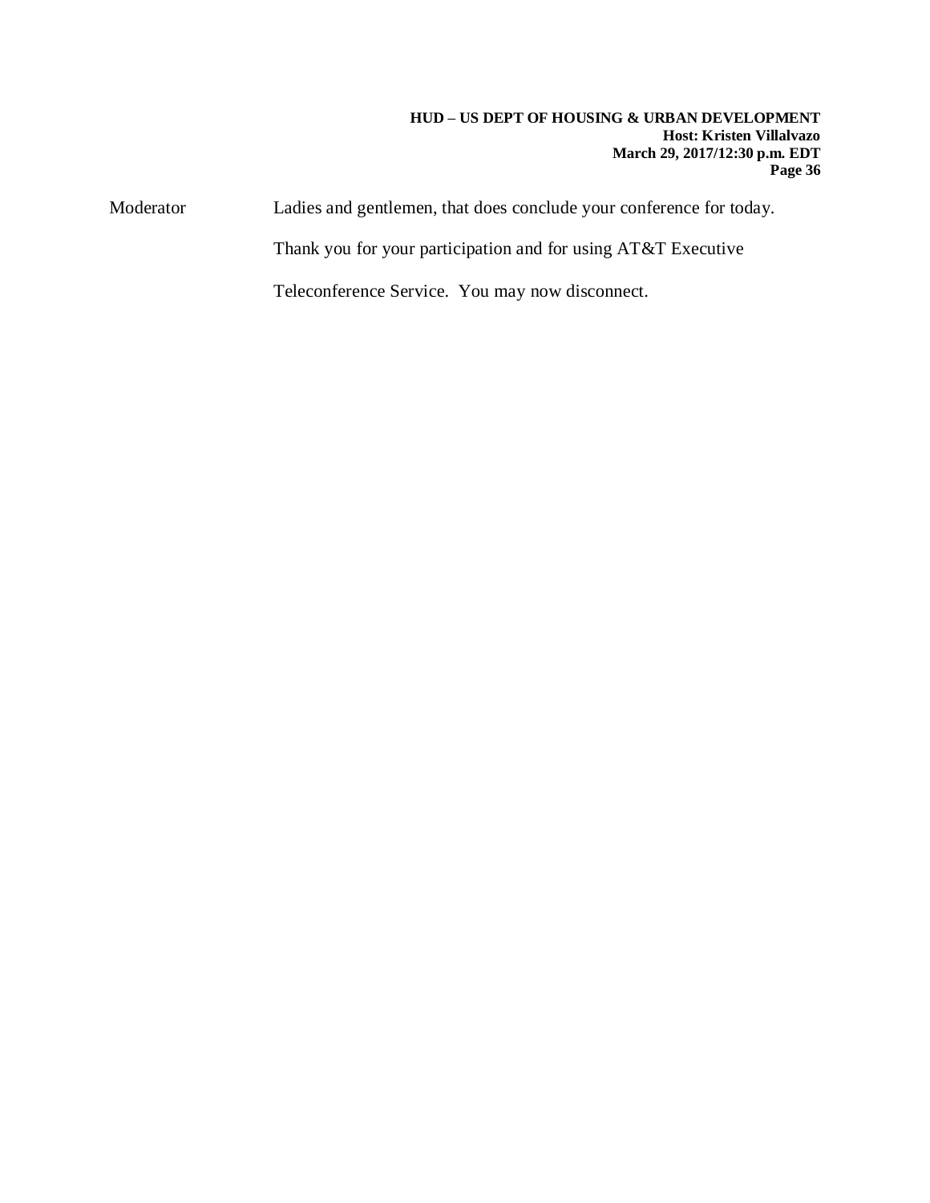Moderator Ladies and gentlemen, that does conclude your conference for today. Thank you for your participation and for using AT&T Executive Teleconference Service. You may now disconnect.